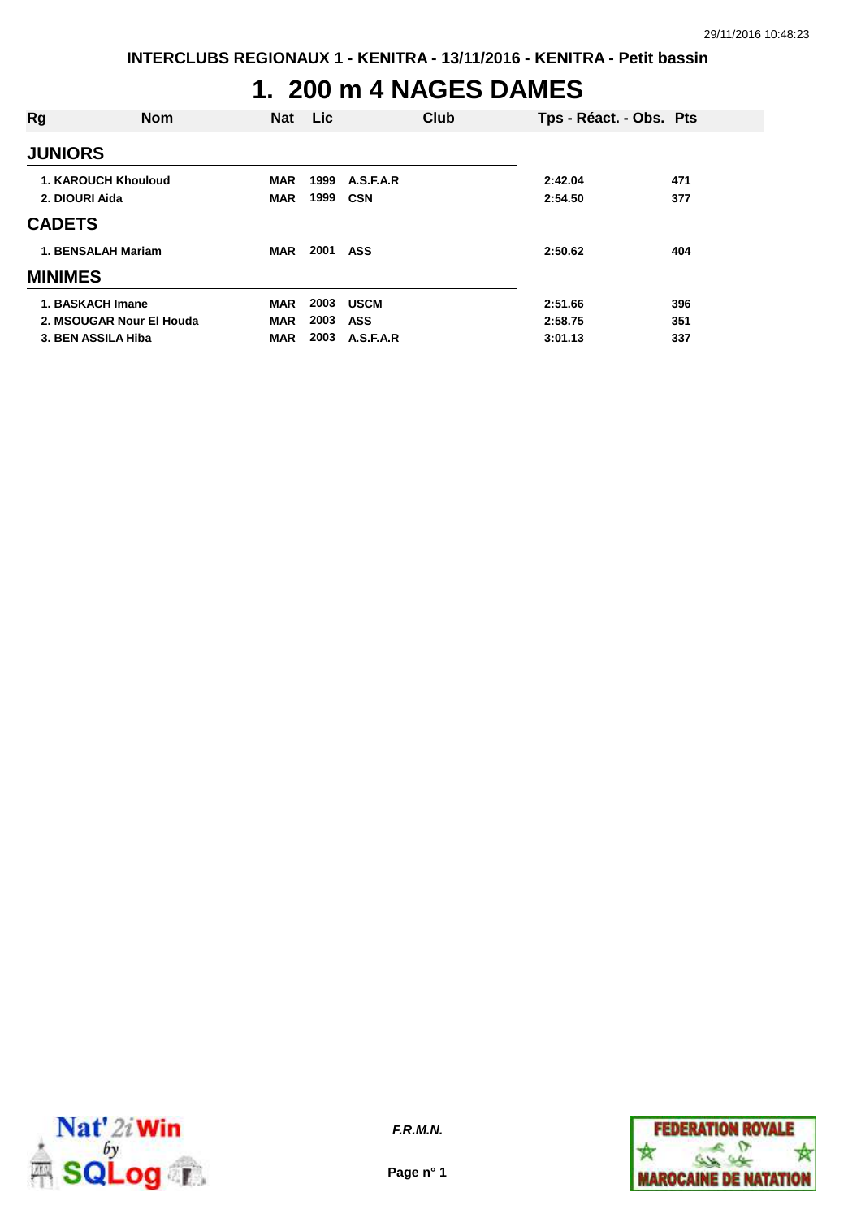INTERCLUBS REGIONAUX 1 - KENITRA - 13/11/2016 - KENITRA - Petit bassin

# 1. 200 m 4 NAGES DAMES

| Rg | Nom | Nat | Lic | Club | Tps - Réact. - Obs. | Pts |
|---|---|---|---|---|---|---|
| **JUNIORS** | | | | | | |
| 1. | KAROUCH Khouloud | MAR | 1999 | A.S.F.A.R | 2:42.04 | 471 |
| 2. | DIOURI Aida | MAR | 1999 | CSN | 2:54.50 | 377 |
| **CADETS** | | | | | | |
| 1. | BENSALAH Mariam | MAR | 2001 | ASS | 2:50.62 | 404 |
| **MINIMES** | | | | | | |
| 1. | BASKACH Imane | MAR | 2003 | USCM | 2:51.66 | 396 |
| 2. | MSOUGAR Nour El Houda | MAR | 2003 | ASS | 2:58.75 | 351 |
| 3. | BEN ASSILA Hiba | MAR | 2003 | A.S.F.A.R | 3:01.13 | 337 |

*F.R.M.N.*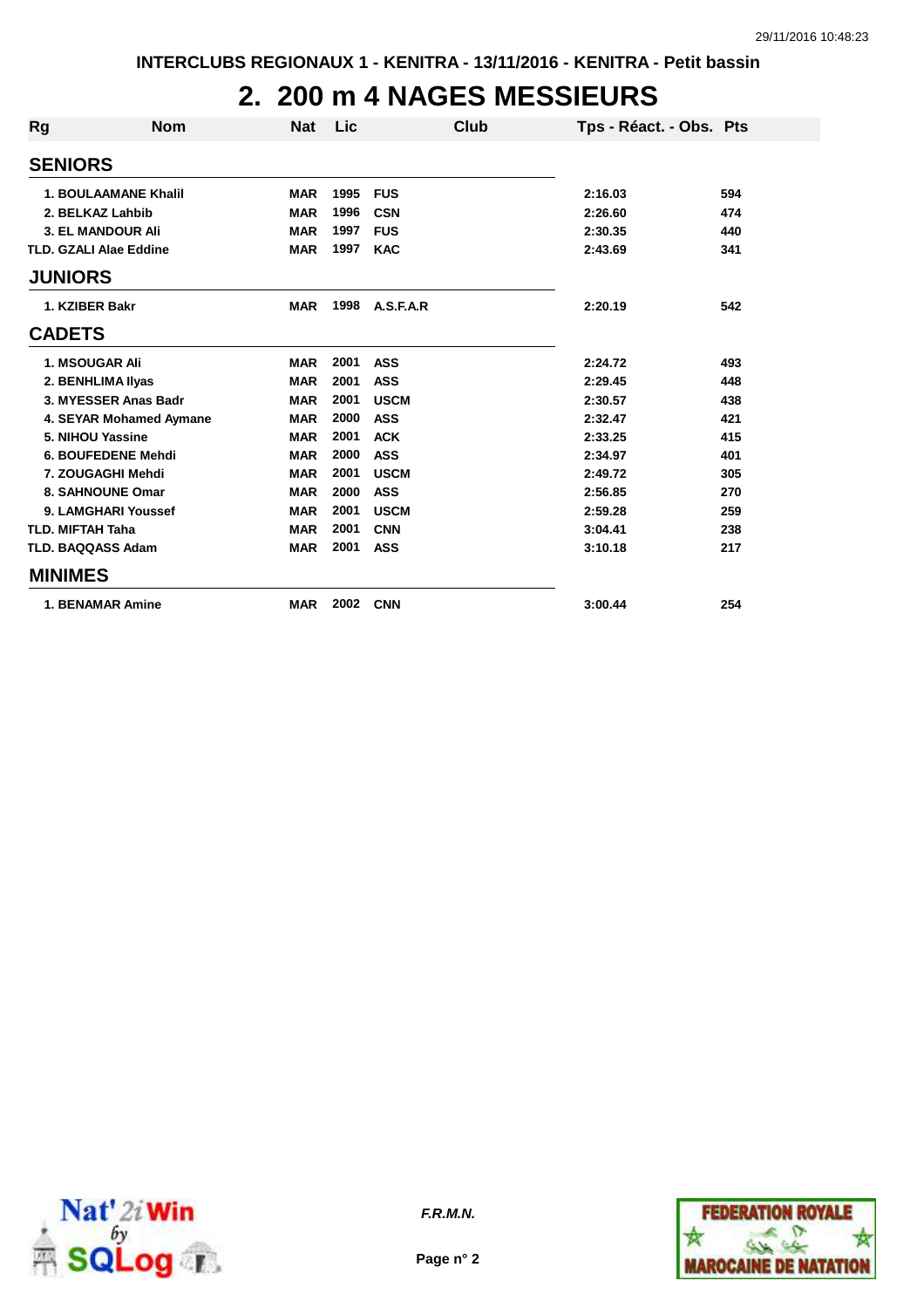INTERCLUBS REGIONAUX 1 - KENITRA - 13/11/2016 - KENITRA - Petit bassin

# 2. 200 m 4 NAGES MESSIEURS

| Rg | Nom | Nat | Lic | Club | Tps - Réact. - Obs. | Pts |
|---|---|---|---|---|---|---|
| **SENIORS** | | | | | | |
| 1. | BOULAAMANE Khalil | MAR | 1995 | FUS | 2:16.03 | 594 |
| 2. | BELKAZ Lahbib | MAR | 1996 | CSN | 2:26.60 | 474 |
| 3. | EL MANDOUR Ali | MAR | 1997 | FUS | 2:30.35 | 440 |
| TLD. | GZALI Alae Eddine | MAR | 1997 | KAC | 2:43.69 | 341 |
| **JUNIORS** | | | | | | |
| 1. | KZIBER Bakr | MAR | 1998 | A.S.F.A.R | 2:20.19 | 542 |
| **CADETS** | | | | | | |
| 1. | MSOUGAR Ali | MAR | 2001 | ASS | 2:24.72 | 493 |
| 2. | BENHLIMA Ilyas | MAR | 2001 | ASS | 2:29.45 | 448 |
| 3. | MYESSER Anas Badr | MAR | 2001 | USCM | 2:30.57 | 438 |
| 4. | SEYAR Mohamed Aymane | MAR | 2000 | ASS | 2:32.47 | 421 |
| 5. | NIHOU Yassine | MAR | 2001 | ACK | 2:33.25 | 415 |
| 6. | BOUFEDENE Mehdi | MAR | 2000 | ASS | 2:34.97 | 401 |
| 7. | ZOUGAGHI Mehdi | MAR | 2001 | USCM | 2:49.72 | 305 |
| 8. | SAHNOUNE Omar | MAR | 2000 | ASS | 2:56.85 | 270 |
| 9. | LAMGHARI Youssef | MAR | 2001 | USCM | 2:59.28 | 259 |
| TLD. | MIFTAH Taha | MAR | 2001 | CNN | 3:04.41 | 238 |
| TLD. | BAQQASS Adam | MAR | 2001 | ASS | 3:10.18 | 217 |
| **MINIMES** | | | | | | |
| 1. | BENAMAR Amine | MAR | 2002 | CNN | 3:00.44 | 254 |

*F.R.M.N.*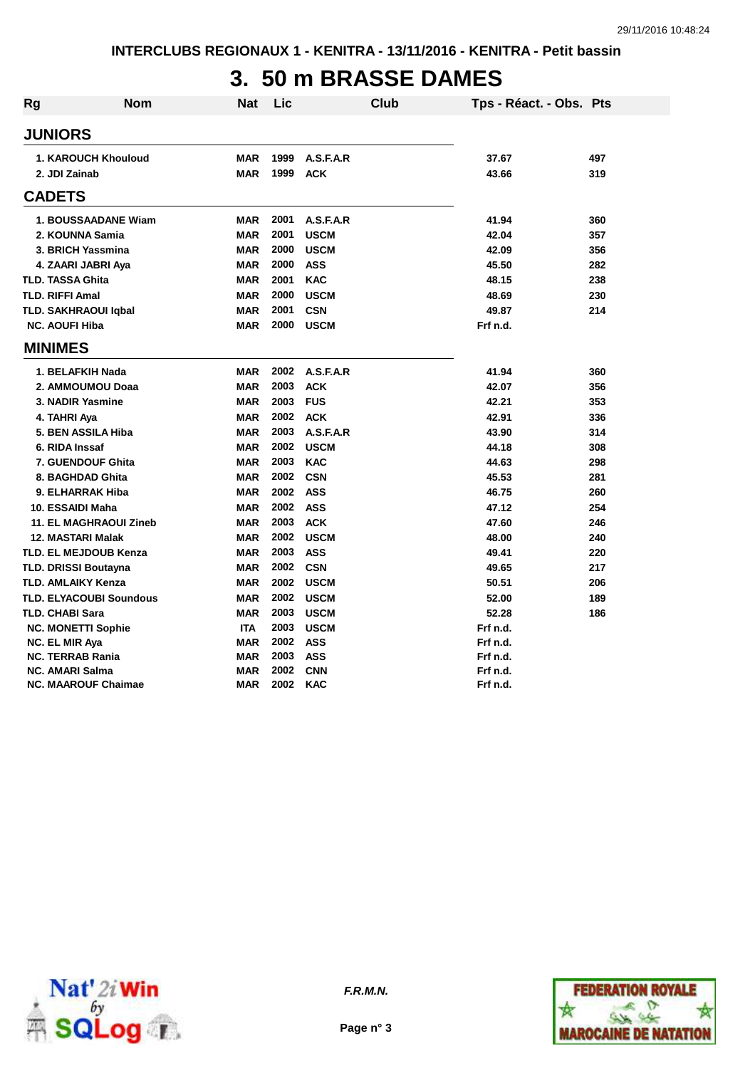INTERCLUBS REGIONAUX 1 - KENITRA - 13/11/2016 - KENITRA - Petit bassin

# 3. 50 m BRASSE DAMES

| Rg | Nom | Nat | Lic | Club | Tps - Réact. - Obs. | Pts |
|---|---|---|---|---|---|---|
| **JUNIORS** | | | | | | |
| 1. | KAROUCH Khouloud | MAR | 1999 | A.S.F.A.R | 37.67 | 497 |
| 2. | JDI Zainab | MAR | 1999 | ACK | 43.66 | 319 |
| **CADETS** | | | | | | |
| 1. | BOUSSAADANE Wiam | MAR | 2001 | A.S.F.A.R | 41.94 | 360 |
| 2. | KOUNNA Samia | MAR | 2001 | USCM | 42.04 | 357 |
| 3. | BRICH Yassmina | MAR | 2000 | USCM | 42.09 | 356 |
| 4. | ZAARI JABRI Aya | MAR | 2000 | ASS | 45.50 | 282 |
| TLD. | TASSA Ghita | MAR | 2001 | KAC | 48.15 | 238 |
| TLD. | RIFFI Amal | MAR | 2000 | USCM | 48.69 | 230 |
| TLD. | SAKHRAOUI Iqbal | MAR | 2001 | CSN | 49.87 | 214 |
| NC. | AOUFI Hiba | MAR | 2000 | USCM | Frf n.d. | |
| **MINIMES** | | | | | | |
| 1. | BELAFKIH Nada | MAR | 2002 | A.S.F.A.R | 41.94 | 360 |
| 2. | AMMOUMOU Doaa | MAR | 2003 | ACK | 42.07 | 356 |
| 3. | NADIR Yasmine | MAR | 2003 | FUS | 42.21 | 353 |
| 4. | TAHRI Aya | MAR | 2002 | ACK | 42.91 | 336 |
| 5. | BEN ASSILA Hiba | MAR | 2003 | A.S.F.A.R | 43.90 | 314 |
| 6. | RIDA Inssaf | MAR | 2002 | USCM | 44.18 | 308 |
| 7. | GUENDOUF Ghita | MAR | 2003 | KAC | 44.63 | 298 |
| 8. | BAGHDAD Ghita | MAR | 2002 | CSN | 45.53 | 281 |
| 9. | ELHARRAK Hiba | MAR | 2002 | ASS | 46.75 | 260 |
| 10. | ESSAIDI Maha | MAR | 2002 | ASS | 47.12 | 254 |
| 11. | EL MAGHRAOUI Zineb | MAR | 2003 | ACK | 47.60 | 246 |
| 12. | MASTARI Malak | MAR | 2002 | USCM | 48.00 | 240 |
| TLD. | EL MEJDOUB Kenza | MAR | 2003 | ASS | 49.41 | 220 |
| TLD. | DRISSI Boutayna | MAR | 2002 | CSN | 49.65 | 217 |
| TLD. | AMLAIKY Kenza | MAR | 2002 | USCM | 50.51 | 206 |
| TLD. | ELYACOUBI Soundous | MAR | 2002 | USCM | 52.00 | 189 |
| TLD. | CHABI Sara | MAR | 2003 | USCM | 52.28 | 186 |
| NC. | MONETTI Sophie | ITA | 2003 | USCM | Frf n.d. | |
| NC. | EL MIR Aya | MAR | 2002 | ASS | Frf n.d. | |
| NC. | TERRAB Rania | MAR | 2003 | ASS | Frf n.d. | |
| NC. | AMARI Salma | MAR | 2002 | CNN | Frf n.d. | |
| NC. | MAAROUF Chaimae | MAR | 2002 | KAC | Frf n.d. | |

*F.R.M.N.*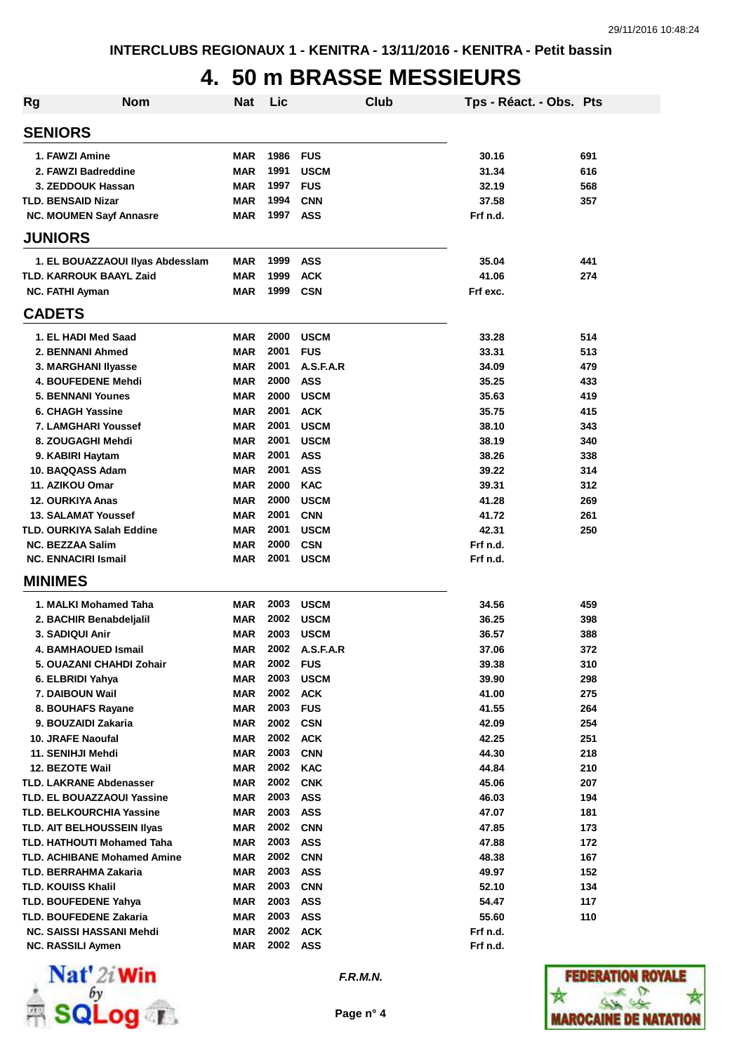INTERCLUBS REGIONAUX 1 - KENITRA - 13/11/2016 - KENITRA - Petit bassin

# 4. 50 m BRASSE MESSIEURS

| Rg | Nom | Nat | Lic | Club | Tps - Réact. - Obs. | Pts |
|---|---|---|---|---|---|---|
| **SENIORS** | | | | | | |
| 1. | FAWZI Amine | MAR | 1986 | FUS | 30.16 | 691 |
| 2. | FAWZI Badreddine | MAR | 1991 | USCM | 31.34 | 616 |
| 3. | ZEDDOUK Hassan | MAR | 1997 | FUS | 32.19 | 568 |
| TLD. | BENSAID Nizar | MAR | 1994 | CNN | 37.58 | 357 |
| NC. | MOUMEN Sayf Annasre | MAR | 1997 | ASS | Frf n.d. | |
| **JUNIORS** | | | | | | |
| 1. | EL BOUAZZAOUI Ilyas Abdesslam | MAR | 1999 | ASS | 35.04 | 441 |
| TLD. | KARROUK BAAYL Zaid | MAR | 1999 | ACK | 41.06 | 274 |
| NC. | FATHI Ayman | MAR | 1999 | CSN | Frf exc. | |
| **CADETS** | | | | | | |
| 1. | EL HADI Med Saad | MAR | 2000 | USCM | 33.28 | 514 |
| 2. | BENNANI Ahmed | MAR | 2001 | FUS | 33.31 | 513 |
| 3. | MARGHANI Ilyasse | MAR | 2001 | A.S.F.A.R | 34.09 | 479 |
| 4. | BOUFEDENE Mehdi | MAR | 2000 | ASS | 35.25 | 433 |
| 5. | BENNANI Younes | MAR | 2000 | USCM | 35.63 | 419 |
| 6. | CHAGH Yassine | MAR | 2001 | ACK | 35.75 | 415 |
| 7. | LAMGHARI Youssef | MAR | 2001 | USCM | 38.10 | 343 |
| 8. | ZOUGAGHI Mehdi | MAR | 2001 | USCM | 38.19 | 340 |
| 9. | KABIRI Haytam | MAR | 2001 | ASS | 38.26 | 338 |
| 10. | BAQQASS Adam | MAR | 2001 | ASS | 39.22 | 314 |
| 11. | AZIKOU Omar | MAR | 2000 | KAC | 39.31 | 312 |
| 12. | OURKIYA Anas | MAR | 2000 | USCM | 41.28 | 269 |
| 13. | SALAMAT Youssef | MAR | 2001 | CNN | 41.72 | 261 |
| TLD. | OURKIYA Salah Eddine | MAR | 2001 | USCM | 42.31 | 250 |
| NC. | BEZZAA Salim | MAR | 2000 | CSN | Frf n.d. | |
| NC. | ENNACIRI Ismail | MAR | 2001 | USCM | Frf n.d. | |
| **MINIMES** | | | | | | |
| 1. | MALKI Mohamed Taha | MAR | 2003 | USCM | 34.56 | 459 |
| 2. | BACHIR Benabdeljalil | MAR | 2002 | USCM | 36.25 | 398 |
| 3. | SADIQUI Anir | MAR | 2003 | USCM | 36.57 | 388 |
| 4. | BAMHAOUED Ismail | MAR | 2002 | A.S.F.A.R | 37.06 | 372 |
| 5. | OUAZANI CHAHDI Zohair | MAR | 2002 | FUS | 39.38 | 310 |
| 6. | ELBRIDI Yahya | MAR | 2003 | USCM | 39.90 | 298 |
| 7. | DAIBOUN Wail | MAR | 2002 | ACK | 41.00 | 275 |
| 8. | BOUHAFS Rayane | MAR | 2003 | FUS | 41.55 | 264 |
| 9. | BOUZAIDI Zakaria | MAR | 2002 | CSN | 42.09 | 254 |
| 10. | JRAFE Naoufal | MAR | 2002 | ACK | 42.25 | 251 |
| 11. | SENIHJI Mehdi | MAR | 2003 | CNN | 44.30 | 218 |
| 12. | BEZOTE Wail | MAR | 2002 | KAC | 44.84 | 210 |
| TLD. | LAKRANE Abdenasser | MAR | 2002 | CNK | 45.06 | 207 |
| TLD. | EL BOUAZZAOUI Yassine | MAR | 2003 | ASS | 46.03 | 194 |
| TLD. | BELKOURCHIA Yassine | MAR | 2003 | ASS | 47.07 | 181 |
| TLD. | AIT BELHOUSSEIN Ilyas | MAR | 2002 | CNN | 47.85 | 173 |
| TLD. | HATHOUTI Mohamed Taha | MAR | 2003 | ASS | 47.88 | 172 |
| TLD. | ACHIBANE Mohamed Amine | MAR | 2002 | CNN | 48.38 | 167 |
| TLD. | BERRAHMA Zakaria | MAR | 2003 | ASS | 49.97 | 152 |
| TLD. | KOUISS Khalil | MAR | 2003 | CNN | 52.10 | 134 |
| TLD. | BOUFEDENE Yahya | MAR | 2003 | ASS | 54.47 | 117 |
| TLD. | BOUFEDENE Zakaria | MAR | 2003 | ASS | 55.60 | 110 |
| NC. | SAISSI HASSANI Mehdi | MAR | 2002 | ACK | Frf n.d. | |
| NC. | RASSILI Aymen | MAR | 2002 | ASS | Frf n.d. | |

*F.R.M.N.*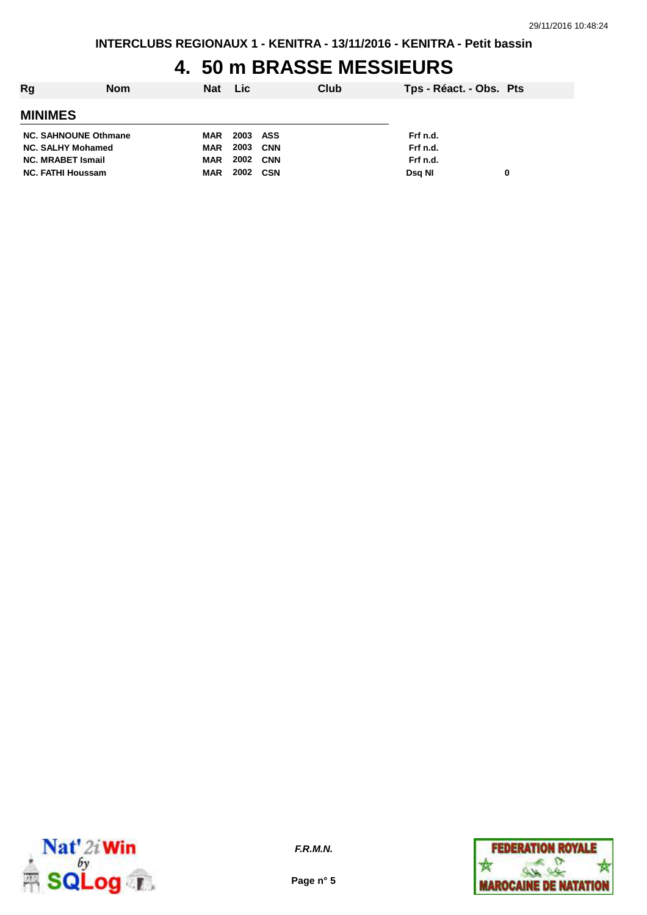INTERCLUBS REGIONAUX 1 - KENITRA - 13/11/2016 - KENITRA - Petit bassin

# 4. 50 m BRASSE MESSIEURS

| Rg | Nom | Nat | Lic | Club | Tps - Réact. - Obs. | Pts |
|---|---|---|---|---|---|---|
| **MINIMES** | | | | | | |
| NC. | SAHNOUNE Othmane | MAR | 2003 | ASS | Frf n.d. | |
| NC. | SALHY Mohamed | MAR | 2003 | CNN | Frf n.d. | |
| NC. | MRABET Ismail | MAR | 2002 | CNN | Frf n.d. | |
| NC. | FATHI Houssam | MAR | 2002 | CSN | Dsq NI | 0 |

*F.R.M.N.*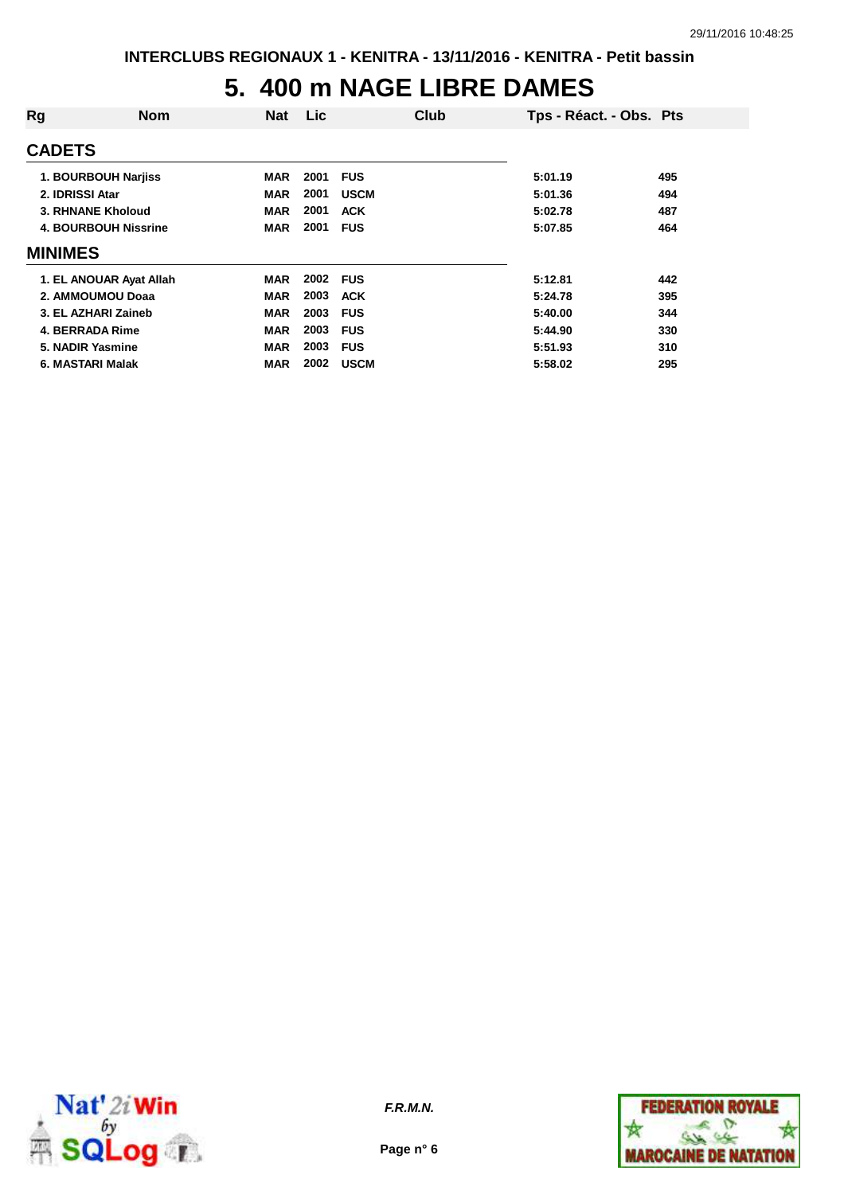# 5. 400 m NAGE LIBRE DAMES

| Rg | Nom | Nat | Lic | Club | Tps - Réact. - Obs. | Pts |
|---|---|---|---|---|---|---|
| **CADETS** | | | | | | |
| 1. | BOURBOUH Narjiss | MAR | 2001 | FUS | 5:01.19 | 495 |
| 2. | IDRISSI Atar | MAR | 2001 | USCM | 5:01.36 | 494 |
| 3. | RHNANE Kholoud | MAR | 2001 | ACK | 5:02.78 | 487 |
| 4. | BOURBOUH Nissrine | MAR | 2001 | FUS | 5:07.85 | 464 |
| **MINIMES** | | | | | | |
| 1. | EL ANOUAR Ayat Allah | MAR | 2002 | FUS | 5:12.81 | 442 |
| 2. | AMMOUMOU Doaa | MAR | 2003 | ACK | 5:24.78 | 395 |
| 3. | EL AZHARI Zaineb | MAR | 2003 | FUS | 5:40.00 | 344 |
| 4. | BERRADA Rime | MAR | 2003 | FUS | 5:44.90 | 330 |
| 5. | NADIR Yasmine | MAR | 2003 | FUS | 5:51.93 | 310 |
| 6. | MASTARI Malak | MAR | 2002 | USCM | 5:58.02 | 295 |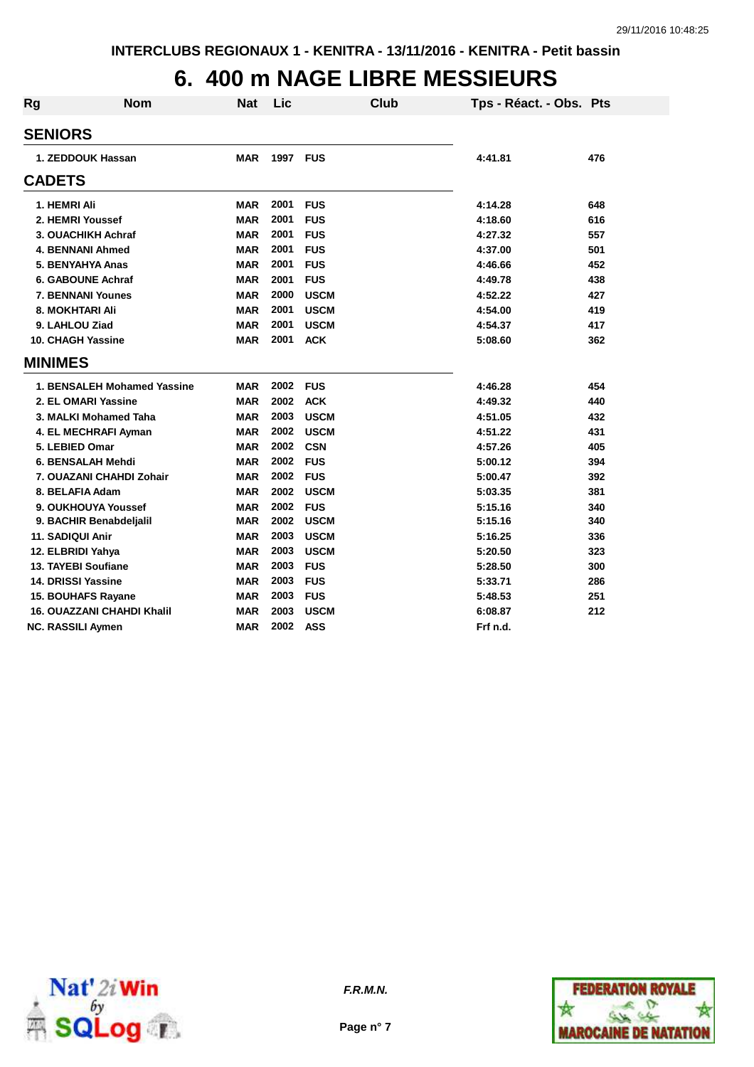INTERCLUBS REGIONAUX 1 - KENITRA - 13/11/2016 - KENITRA - Petit bassin

# 6. 400 m NAGE LIBRE MESSIEURS

| Rg | Nom | Nat | Lic | Club | Tps - Réact. - Obs. | Pts |
|---|---|---|---|---|---|---|
| **SENIORS** | | | | | | |
| 1. | ZEDDOUK Hassan | MAR | 1997 | FUS | 4:41.81 | 476 |
| **CADETS** | | | | | | |
| 1. | HEMRI Ali | MAR | 2001 | FUS | 4:14.28 | 648 |
| 2. | HEMRI Youssef | MAR | 2001 | FUS | 4:18.60 | 616 |
| 3. | OUACHIKH Achraf | MAR | 2001 | FUS | 4:27.32 | 557 |
| 4. | BENNANI Ahmed | MAR | 2001 | FUS | 4:37.00 | 501 |
| 5. | BENYAHYA Anas | MAR | 2001 | FUS | 4:46.66 | 452 |
| 6. | GABOUNE Achraf | MAR | 2001 | FUS | 4:49.78 | 438 |
| 7. | BENNANI Younes | MAR | 2000 | USCM | 4:52.22 | 427 |
| 8. | MOKHTARI Ali | MAR | 2001 | USCM | 4:54.00 | 419 |
| 9. | LAHLOU Ziad | MAR | 2001 | USCM | 4:54.37 | 417 |
| 10. | CHAGH Yassine | MAR | 2001 | ACK | 5:08.60 | 362 |
| **MINIMES** | | | | | | |
| 1. | BENSALEH Mohamed Yassine | MAR | 2002 | FUS | 4:46.28 | 454 |
| 2. | EL OMARI Yassine | MAR | 2002 | ACK | 4:49.32 | 440 |
| 3. | MALKI Mohamed Taha | MAR | 2003 | USCM | 4:51.05 | 432 |
| 4. | EL MECHRAFI Ayman | MAR | 2002 | USCM | 4:51.22 | 431 |
| 5. | LEBIED Omar | MAR | 2002 | CSN | 4:57.26 | 405 |
| 6. | BENSALAH Mehdi | MAR | 2002 | FUS | 5:00.12 | 394 |
| 7. | OUAZANI CHAHDI Zohair | MAR | 2002 | FUS | 5:00.47 | 392 |
| 8. | BELAFIA Adam | MAR | 2002 | USCM | 5:03.35 | 381 |
| 9. | OUKHOUYA Youssef | MAR | 2002 | FUS | 5:15.16 | 340 |
| 9. | BACHIR Benabdeljalil | MAR | 2002 | USCM | 5:15.16 | 340 |
| 11. | SADIQUI Anir | MAR | 2003 | USCM | 5:16.25 | 336 |
| 12. | ELBRIDI Yahya | MAR | 2003 | USCM | 5:20.50 | 323 |
| 13. | TAYEBI Soufiane | MAR | 2003 | FUS | 5:28.50 | 300 |
| 14. | DRISSI Yassine | MAR | 2003 | FUS | 5:33.71 | 286 |
| 15. | BOUHAFS Rayane | MAR | 2003 | FUS | 5:48.53 | 251 |
| 16. | OUAZZANI CHAHDI Khalil | MAR | 2003 | USCM | 6:08.87 | 212 |
| NC. | RASSILI Aymen | MAR | 2002 | ASS | Frf n.d. | |

*F.R.M.N.*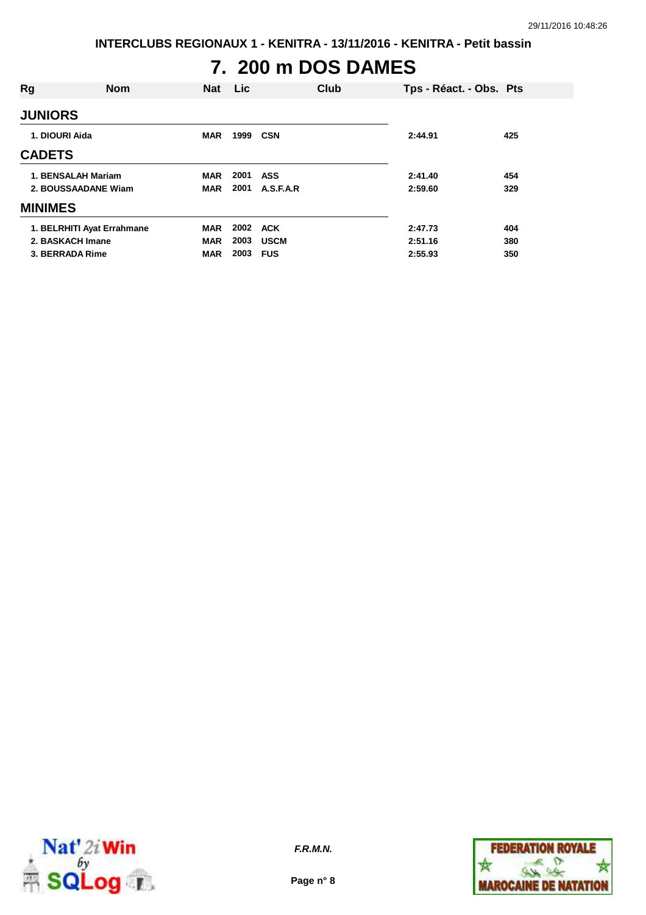INTERCLUBS REGIONAUX 1 - KENITRA - 13/11/2016 - KENITRA - Petit bassin

# 7. 200 m DOS DAMES

| Rg | Nom | Nat | Lic | Club | Tps - Réact. - Obs. | Pts |
|---|---|---|---|---|---|---|
| **JUNIORS** | | | | | | |
| 1. | DIOURI Aida | MAR | 1999 | CSN | 2:44.91 | 425 |
| **CADETS** | | | | | | |
| 1. | BENSALAH Mariam | MAR | 2001 | ASS | 2:41.40 | 454 |
| 2. | BOUSSAADANE Wiam | MAR | 2001 | A.S.F.A.R | 2:59.60 | 329 |
| **MINIMES** | | | | | | |
| 1. | BELRHITI Ayat Errahmane | MAR | 2002 | ACK | 2:47.73 | 404 |
| 2. | BASKACH Imane | MAR | 2003 | USCM | 2:51.16 | 380 |
| 3. | BERRADA Rime | MAR | 2003 | FUS | 2:55.93 | 350 |

*F.R.M.N.*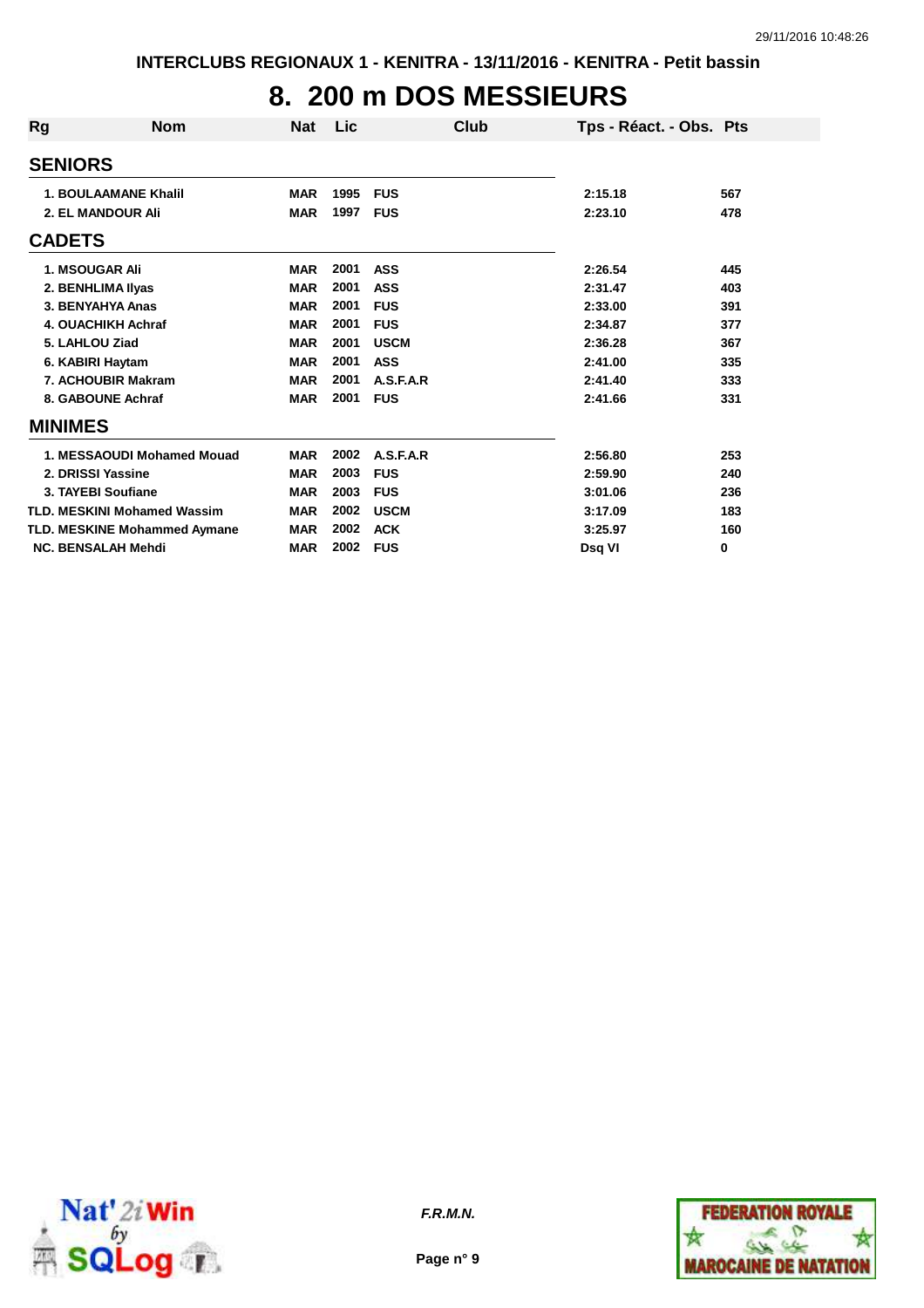INTERCLUBS REGIONAUX 1 - KENITRA - 13/11/2016 - KENITRA - Petit bassin

# 8. 200 m DOS MESSIEURS

| Rg | Nom | Nat | Lic | Club | Tps - Réact. - Obs. | Pts |
|---|---|---|---|---|---|---|
| **SENIORS** | | | | | | |
| 1. | BOULAAMANE Khalil | MAR | 1995 | FUS | 2:15.18 | 567 |
| 2. | EL MANDOUR Ali | MAR | 1997 | FUS | 2:23.10 | 478 |
| **CADETS** | | | | | | |
| 1. | MSOUGAR Ali | MAR | 2001 | ASS | 2:26.54 | 445 |
| 2. | BENHLIMA Ilyas | MAR | 2001 | ASS | 2:31.47 | 403 |
| 3. | BENYAHYA Anas | MAR | 2001 | FUS | 2:33.00 | 391 |
| 4. | OUACHIKH Achraf | MAR | 2001 | FUS | 2:34.87 | 377 |
| 5. | LAHLOU Ziad | MAR | 2001 | USCM | 2:36.28 | 367 |
| 6. | KABIRI Haytam | MAR | 2001 | ASS | 2:41.00 | 335 |
| 7. | ACHOUBIR Makram | MAR | 2001 | A.S.F.A.R | 2:41.40 | 333 |
| 8. | GABOUNE Achraf | MAR | 2001 | FUS | 2:41.66 | 331 |
| **MINIMES** | | | | | | |
| 1. | MESSAOUDI Mohamed Mouad | MAR | 2002 | A.S.F.A.R | 2:56.80 | 253 |
| 2. | DRISSI Yassine | MAR | 2003 | FUS | 2:59.90 | 240 |
| 3. | TAYEBI Soufiane | MAR | 2003 | FUS | 3:01.06 | 236 |
| TLD. | MESKINI Mohamed Wassim | MAR | 2002 | USCM | 3:17.09 | 183 |
| TLD. | MESKINE Mohammed Aymane | MAR | 2002 | ACK | 3:25.97 | 160 |
| NC. | BENSALAH Mehdi | MAR | 2002 | FUS | Dsq VI | 0 |

*F.R.M.N.*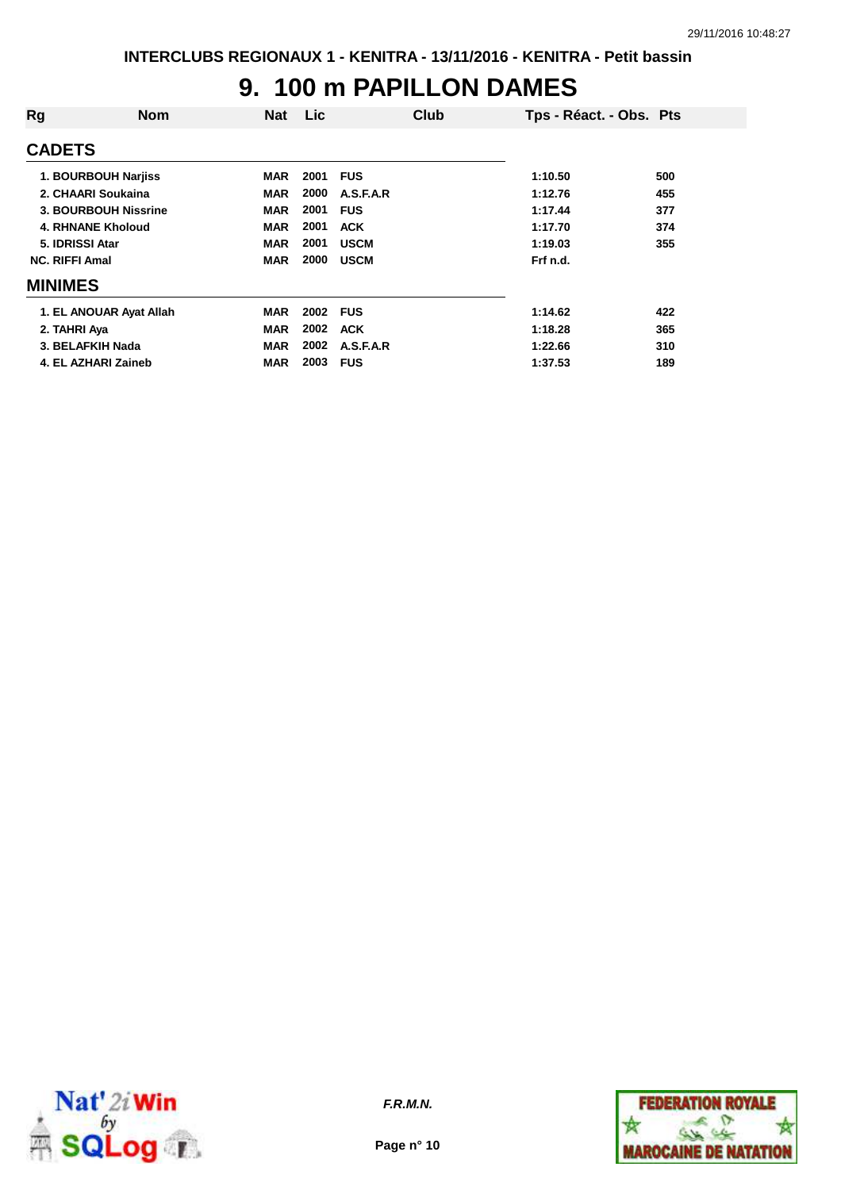# 9. 100 m PAPILLON DAMES

| Rg | Nom | Nat | Lic | Club | Tps - Réact. - Obs. | Pts |
|---|---|---|---|---|---|---|
| **CADETS** | | | | | | |
| 1. | BOURBOUH Narjiss | MAR | 2001 | FUS | 1:10.50 | 500 |
| 2. | CHAARI Soukaina | MAR | 2000 | A.S.F.A.R | 1:12.76 | 455 |
| 3. | BOURBOUH Nissrine | MAR | 2001 | FUS | 1:17.44 | 377 |
| 4. | RHNANE Kholoud | MAR | 2001 | ACK | 1:17.70 | 374 |
| 5. | IDRISSI Atar | MAR | 2001 | USCM | 1:19.03 | 355 |
| NC. | RIFFI Amal | MAR | 2000 | USCM | Frf n.d. | |
| **MINIMES** | | | | | | |
| 1. | EL ANOUAR Ayat Allah | MAR | 2002 | FUS | 1:14.62 | 422 |
| 2. | TAHRI Aya | MAR | 2002 | ACK | 1:18.28 | 365 |
| 3. | BELAFKIH Nada | MAR | 2002 | A.S.F.A.R | 1:22.66 | 310 |
| 4. | EL AZHARI Zaineb | MAR | 2003 | FUS | 1:37.53 | 189 |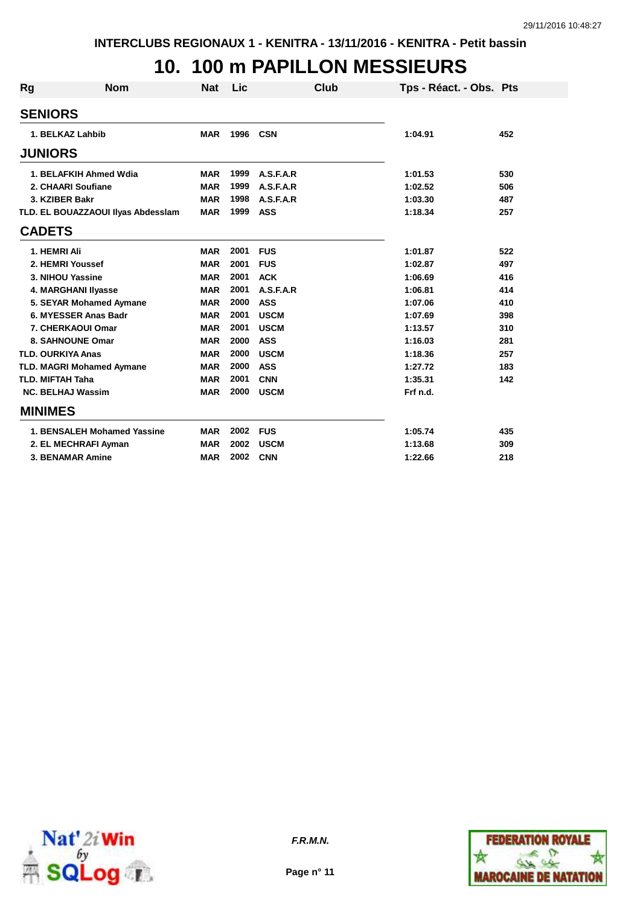INTERCLUBS REGIONAUX 1 - KENITRA - 13/11/2016 - KENITRA - Petit bassin

# 10. 100 m PAPILLON MESSIEURS

| Rg | Nom | Nat | Lic | Club | Tps - Réact. - Obs. | Pts |
|---|---|---|---|---|---|---|
| **SENIORS** | | | | | | |
| 1. | BELKAZ Lahbib | MAR | 1996 | CSN | 1:04.91 | 452 |
| **JUNIORS** | | | | | | |
| 1. | BELAFKIH Ahmed Wdia | MAR | 1999 | A.S.F.A.R | 1:01.53 | 530 |
| 2. | CHAARI Soufiane | MAR | 1999 | A.S.F.A.R | 1:02.52 | 506 |
| 3. | KZIBER Bakr | MAR | 1998 | A.S.F.A.R | 1:03.30 | 487 |
| TLD. | EL BOUAZZAOUI Ilyas Abdesslam | MAR | 1999 | ASS | 1:18.34 | 257 |
| **CADETS** | | | | | | |
| 1. | HEMRI Ali | MAR | 2001 | FUS | 1:01.87 | 522 |
| 2. | HEMRI Youssef | MAR | 2001 | FUS | 1:02.87 | 497 |
| 3. | NIHOU Yassine | MAR | 2001 | ACK | 1:06.69 | 416 |
| 4. | MARGHANI Ilyasse | MAR | 2001 | A.S.F.A.R | 1:06.81 | 414 |
| 5. | SEYAR Mohamed Aymane | MAR | 2000 | ASS | 1:07.06 | 410 |
| 6. | MYESSER Anas Badr | MAR | 2001 | USCM | 1:07.69 | 398 |
| 7. | CHERKAOUI Omar | MAR | 2001 | USCM | 1:13.57 | 310 |
| 8. | SAHNOUNE Omar | MAR | 2000 | ASS | 1:16.03 | 281 |
| TLD. | OURKIYA Anas | MAR | 2000 | USCM | 1:18.36 | 257 |
| TLD. | MAGRI Mohamed Aymane | MAR | 2000 | ASS | 1:27.72 | 183 |
| TLD. | MIFTAH Taha | MAR | 2001 | CNN | 1:35.31 | 142 |
| NC. | BELHAJ Wassim | MAR | 2000 | USCM | Frf n.d. | |
| **MINIMES** | | | | | | |
| 1. | BENSALEH Mohamed Yassine | MAR | 2002 | FUS | 1:05.74 | 435 |
| 2. | EL MECHRAFI Ayman | MAR | 2002 | USCM | 1:13.68 | 309 |
| 3. | BENAMAR Amine | MAR | 2002 | CNN | 1:22.66 | 218 |

*F.R.M.N.*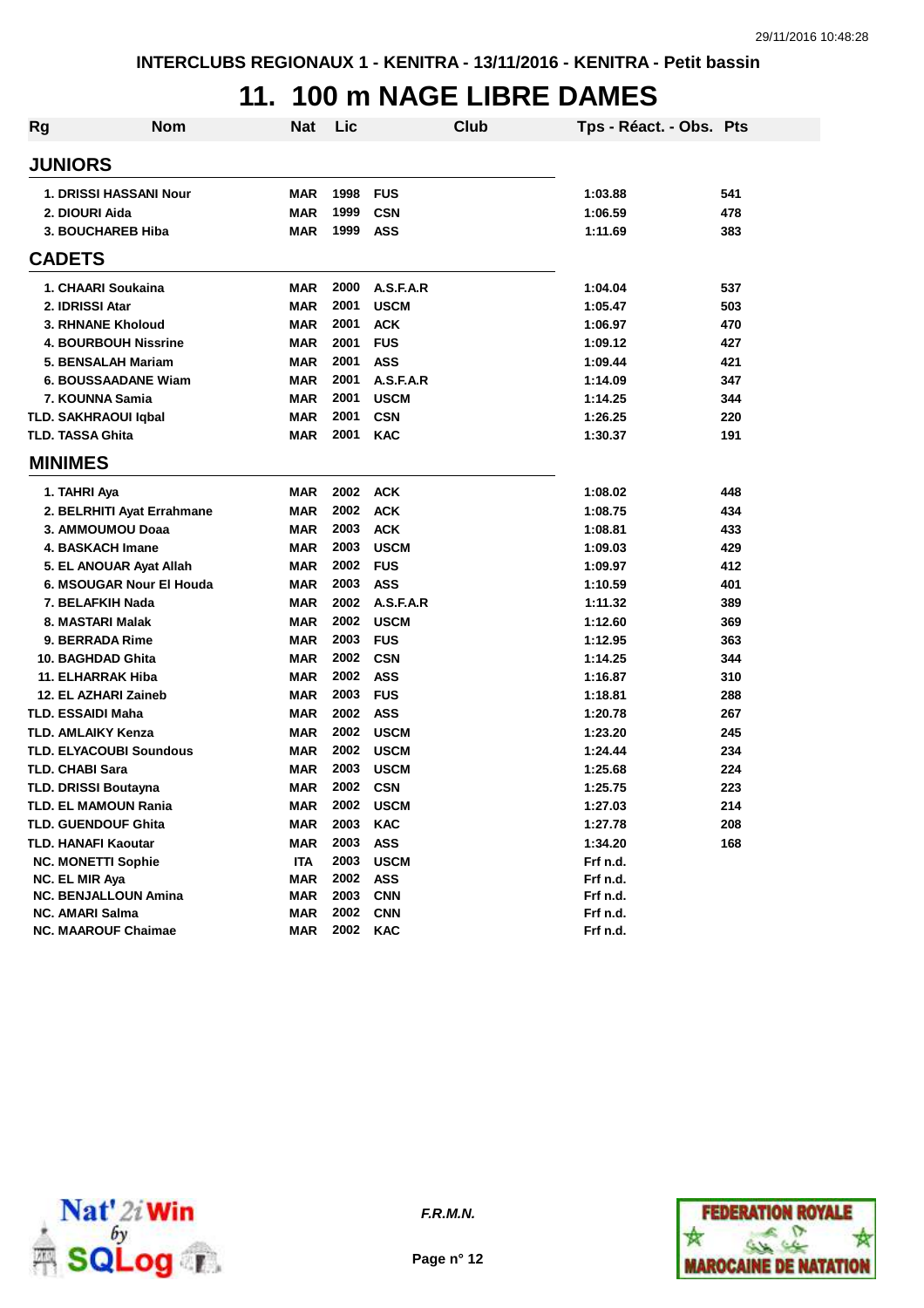INTERCLUBS REGIONAUX 1 - KENITRA - 13/11/2016 - KENITRA - Petit bassin

# 11. 100 m NAGE LIBRE DAMES

| Rg | Nom | Nat | Lic | Club | Tps - Réact. - Obs. | Pts |
|---|---|---|---|---|---|---|
| **JUNIORS** | | | | | | |
| 1. | DRISSI HASSANI Nour | MAR | 1998 | FUS | 1:03.88 | 541 |
| 2. | DIOURI Aida | MAR | 1999 | CSN | 1:06.59 | 478 |
| 3. | BOUCHAREB Hiba | MAR | 1999 | ASS | 1:11.69 | 383 |
| **CADETS** | | | | | | |
| 1. | CHAARI Soukaina | MAR | 2000 | A.S.F.A.R | 1:04.04 | 537 |
| 2. | IDRISSI Atar | MAR | 2001 | USCM | 1:05.47 | 503 |
| 3. | RHNANE Kholoud | MAR | 2001 | ACK | 1:06.97 | 470 |
| 4. | BOURBOUH Nissrine | MAR | 2001 | FUS | 1:09.12 | 427 |
| 5. | BENSALAH Mariam | MAR | 2001 | ASS | 1:09.44 | 421 |
| 6. | BOUSSAADANE Wiam | MAR | 2001 | A.S.F.A.R | 1:14.09 | 347 |
| 7. | KOUNNA Samia | MAR | 2001 | USCM | 1:14.25 | 344 |
| TLD. | SAKHRAOUI Iqbal | MAR | 2001 | CSN | 1:26.25 | 220 |
| TLD. | TASSA Ghita | MAR | 2001 | KAC | 1:30.37 | 191 |
| **MINIMES** | | | | | | |
| 1. | TAHRI Aya | MAR | 2002 | ACK | 1:08.02 | 448 |
| 2. | BELRHITI Ayat Errahmane | MAR | 2002 | ACK | 1:08.75 | 434 |
| 3. | AMMOUMOU Doaa | MAR | 2003 | ACK | 1:08.81 | 433 |
| 4. | BASKACH Imane | MAR | 2003 | USCM | 1:09.03 | 429 |
| 5. | EL ANOUAR Ayat Allah | MAR | 2002 | FUS | 1:09.97 | 412 |
| 6. | MSOUGAR Nour El Houda | MAR | 2003 | ASS | 1:10.59 | 401 |
| 7. | BELAFKIH Nada | MAR | 2002 | A.S.F.A.R | 1:11.32 | 389 |
| 8. | MASTARI Malak | MAR | 2002 | USCM | 1:12.60 | 369 |
| 9. | BERRADA Rime | MAR | 2003 | FUS | 1:12.95 | 363 |
| 10. | BAGHDAD Ghita | MAR | 2002 | CSN | 1:14.25 | 344 |
| 11. | ELHARRAK Hiba | MAR | 2002 | ASS | 1:16.87 | 310 |
| 12. | EL AZHARI Zaineb | MAR | 2003 | FUS | 1:18.81 | 288 |
| TLD. | ESSAIDI Maha | MAR | 2002 | ASS | 1:20.78 | 267 |
| TLD. | AMLAIKY Kenza | MAR | 2002 | USCM | 1:23.20 | 245 |
| TLD. | ELYACOUBI Soundous | MAR | 2002 | USCM | 1:24.44 | 234 |
| TLD. | CHABI Sara | MAR | 2003 | USCM | 1:25.68 | 224 |
| TLD. | DRISSI Boutayna | MAR | 2002 | CSN | 1:25.75 | 223 |
| TLD. | EL MAMOUN Rania | MAR | 2002 | USCM | 1:27.03 | 214 |
| TLD. | GUENDOUF Ghita | MAR | 2003 | KAC | 1:27.78 | 208 |
| TLD. | HANAFI Kaoutar | MAR | 2003 | ASS | 1:34.20 | 168 |
| NC. | MONETTI Sophie | ITA | 2003 | USCM | Frf n.d. | |
| NC. | EL MIR Aya | MAR | 2002 | ASS | Frf n.d. | |
| NC. | BENJALLOUN Amina | MAR | 2003 | CNN | Frf n.d. | |
| NC. | AMARI Salma | MAR | 2002 | CNN | Frf n.d. | |
| NC. | MAAROUF Chaimae | MAR | 2002 | KAC | Frf n.d. | |

*F.R.M.N.*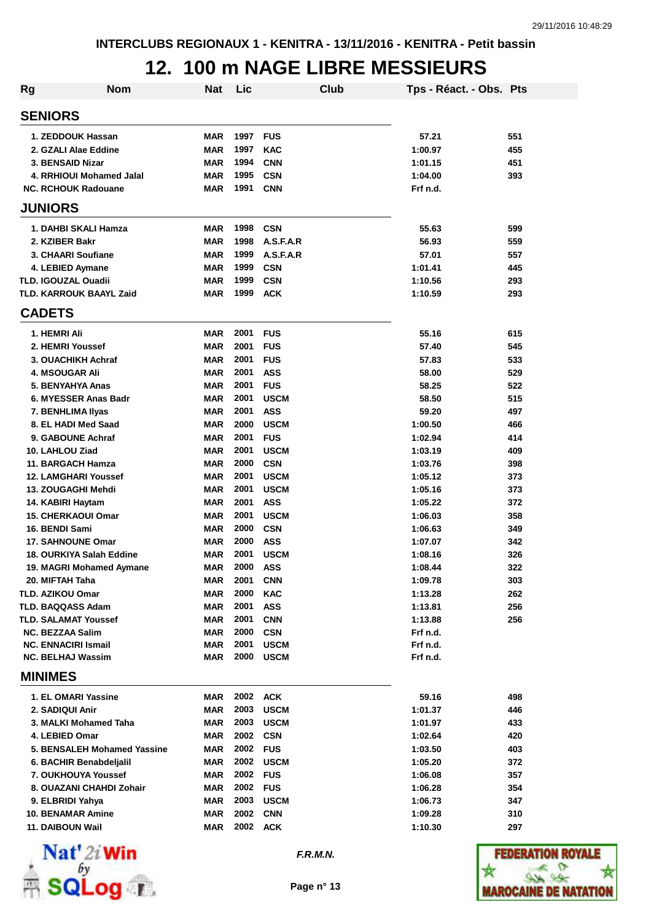INTERCLUBS REGIONAUX 1 - KENITRA - 13/11/2016 - KENITRA - Petit bassin

# 12. 100 m NAGE LIBRE MESSIEURS

| Rg | Nom | Nat | Lic | Club | Tps - Réact. - Obs. | Pts |
|---|---|---|---|---|---|---|
| **SENIORS** | | | | | | |
| 1. | ZEDDOUK Hassan | MAR | 1997 | FUS | 57.21 | 551 |
| 2. | GZALI Alae Eddine | MAR | 1997 | KAC | 1:00.97 | 455 |
| 3. | BENSAID Nizar | MAR | 1994 | CNN | 1:01.15 | 451 |
| 4. | RRHIOUI Mohamed Jalal | MAR | 1995 | CSN | 1:04.00 | 393 |
| NC. | RCHOUK Radouane | MAR | 1991 | CNN | Frf n.d. | |
| **JUNIORS** | | | | | | |
| 1. | DAHBI SKALI Hamza | MAR | 1998 | CSN | 55.63 | 599 |
| 2. | KZIBER Bakr | MAR | 1998 | A.S.F.A.R | 56.93 | 559 |
| 3. | CHAARI Soufiane | MAR | 1999 | A.S.F.A.R | 57.01 | 557 |
| 4. | LEBIED Aymane | MAR | 1999 | CSN | 1:01.41 | 445 |
| TLD. | IGOUZAL Ouadii | MAR | 1999 | CSN | 1:10.56 | 293 |
| TLD. | KARROUK BAAYL Zaid | MAR | 1999 | ACK | 1:10.59 | 293 |
| **CADETS** | | | | | | |
| 1. | HEMRI Ali | MAR | 2001 | FUS | 55.16 | 615 |
| 2. | HEMRI Youssef | MAR | 2001 | FUS | 57.40 | 545 |
| 3. | OUACHIKH Achraf | MAR | 2001 | FUS | 57.83 | 533 |
| 4. | MSOUGAR Ali | MAR | 2001 | ASS | 58.00 | 529 |
| 5. | BENYAHYA Anas | MAR | 2001 | FUS | 58.25 | 522 |
| 6. | MYESSER Anas Badr | MAR | 2001 | USCM | 58.50 | 515 |
| 7. | BENHLIMA Ilyas | MAR | 2001 | ASS | 59.20 | 497 |
| 8. | EL HADI Med Saad | MAR | 2000 | USCM | 1:00.50 | 466 |
| 9. | GABOUNE Achraf | MAR | 2001 | FUS | 1:02.94 | 414 |
| 10. | LAHLOU Ziad | MAR | 2001 | USCM | 1:03.19 | 409 |
| 11. | BARGACH Hamza | MAR | 2000 | CSN | 1:03.76 | 398 |
| 12. | LAMGHARI Youssef | MAR | 2001 | USCM | 1:05.12 | 373 |
| 13. | ZOUGAGHI Mehdi | MAR | 2001 | USCM | 1:05.16 | 373 |
| 14. | KABIRI Haytam | MAR | 2001 | ASS | 1:05.22 | 372 |
| 15. | CHERKAOUI Omar | MAR | 2001 | USCM | 1:06.03 | 358 |
| 16. | BENDI Sami | MAR | 2000 | CSN | 1:06.63 | 349 |
| 17. | SAHNOUNE Omar | MAR | 2000 | ASS | 1:07.07 | 342 |
| 18. | OURKIYA Salah Eddine | MAR | 2001 | USCM | 1:08.16 | 326 |
| 19. | MAGRI Mohamed Aymane | MAR | 2000 | ASS | 1:08.44 | 322 |
| 20. | MIFTAH Taha | MAR | 2001 | CNN | 1:09.78 | 303 |
| TLD. | AZIKOU Omar | MAR | 2000 | KAC | 1:13.28 | 262 |
| TLD. | BAQQASS Adam | MAR | 2001 | ASS | 1:13.81 | 256 |
| TLD. | SALAMAT Youssef | MAR | 2001 | CNN | 1:13.88 | 256 |
| NC. | BEZZAA Salim | MAR | 2000 | CSN | Frf n.d. | |
| NC. | ENNACIRI Ismail | MAR | 2001 | USCM | Frf n.d. | |
| NC. | BELHAJ Wassim | MAR | 2000 | USCM | Frf n.d. | |
| **MINIMES** | | | | | | |
| 1. | EL OMARI Yassine | MAR | 2002 | ACK | 59.16 | 498 |
| 2. | SADIQUI Anir | MAR | 2003 | USCM | 1:01.37 | 446 |
| 3. | MALKI Mohamed Taha | MAR | 2003 | USCM | 1:01.97 | 433 |
| 4. | LEBIED Omar | MAR | 2002 | CSN | 1:02.64 | 420 |
| 5. | BENSALEH Mohamed Yassine | MAR | 2002 | FUS | 1:03.50 | 403 |
| 6. | BACHIR Benabdeljalil | MAR | 2002 | USCM | 1:05.20 | 372 |
| 7. | OUKHOUYA Youssef | MAR | 2002 | FUS | 1:06.08 | 357 |
| 8. | OUAZANI CHAHDI Zohair | MAR | 2002 | FUS | 1:06.28 | 354 |
| 9. | ELBRIDI Yahya | MAR | 2003 | USCM | 1:06.73 | 347 |
| 10. | BENAMAR Amine | MAR | 2002 | CNN | 1:09.28 | 310 |
| 11. | DAIBOUN Wail | MAR | 2002 | ACK | 1:10.30 | 297 |

*F.R.M.N.*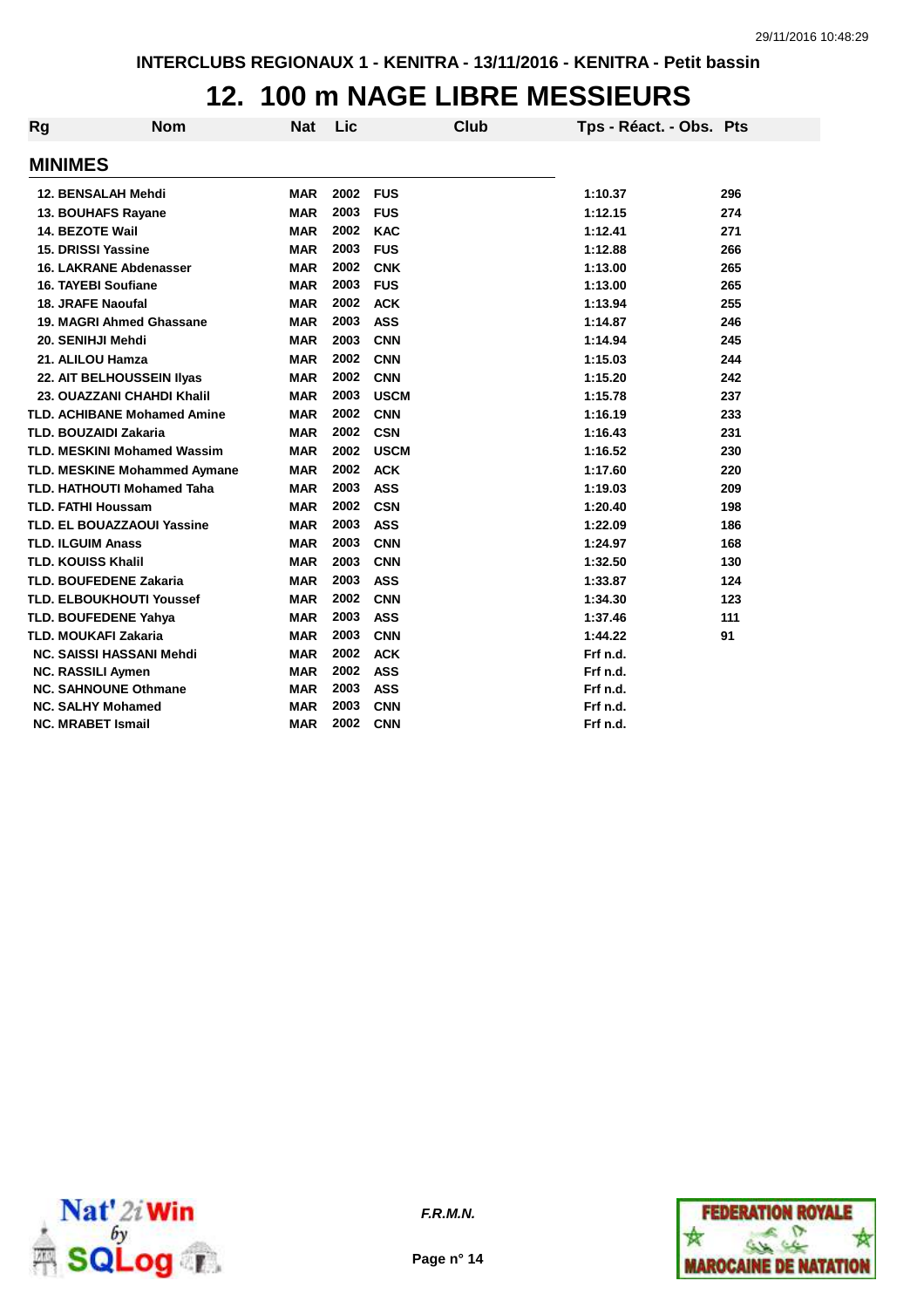INTERCLUBS REGIONAUX 1 - KENITRA - 13/11/2016 - KENITRA - Petit bassin

# 12. 100 m NAGE LIBRE MESSIEURS

| Rg | Nom | Nat | Lic | Club | Tps - Réact. - Obs. | Pts |
|---|---|---|---|---|---|---|
| **MINIMES** | | | | | | |
| 12. | BENSALAH Mehdi | MAR | 2002 | FUS | 1:10.37 | 296 |
| 13. | BOUHAFS Rayane | MAR | 2003 | FUS | 1:12.15 | 274 |
| 14. | BEZOTE Wail | MAR | 2002 | KAC | 1:12.41 | 271 |
| 15. | DRISSI Yassine | MAR | 2003 | FUS | 1:12.88 | 266 |
| 16. | LAKRANE Abdenasser | MAR | 2002 | CNK | 1:13.00 | 265 |
| 16. | TAYEBI Soufiane | MAR | 2003 | FUS | 1:13.00 | 265 |
| 18. | JRAFE Naoufal | MAR | 2002 | ACK | 1:13.94 | 255 |
| 19. | MAGRI Ahmed Ghassane | MAR | 2003 | ASS | 1:14.87 | 246 |
| 20. | SENIHJI Mehdi | MAR | 2003 | CNN | 1:14.94 | 245 |
| 21. | ALILOU Hamza | MAR | 2002 | CNN | 1:15.03 | 244 |
| 22. | AIT BELHOUSSEIN Ilyas | MAR | 2002 | CNN | 1:15.20 | 242 |
| 23. | OUAZZANI CHAHDI Khalil | MAR | 2003 | USCM | 1:15.78 | 237 |
| TLD. | ACHIBANE Mohamed Amine | MAR | 2002 | CNN | 1:16.19 | 233 |
| TLD. | BOUZAIDI Zakaria | MAR | 2002 | CSN | 1:16.43 | 231 |
| TLD. | MESKINI Mohamed Wassim | MAR | 2002 | USCM | 1:16.52 | 230 |
| TLD. | MESKINE Mohammed Aymane | MAR | 2002 | ACK | 1:17.60 | 220 |
| TLD. | HATHOUTI Mohamed Taha | MAR | 2003 | ASS | 1:19.03 | 209 |
| TLD. | FATHI Houssam | MAR | 2002 | CSN | 1:20.40 | 198 |
| TLD. | EL BOUAZZAOUI Yassine | MAR | 2003 | ASS | 1:22.09 | 186 |
| TLD. | ILGUIM Anass | MAR | 2003 | CNN | 1:24.97 | 168 |
| TLD. | KOUISS Khalil | MAR | 2003 | CNN | 1:32.50 | 130 |
| TLD. | BOUFEDENE Zakaria | MAR | 2003 | ASS | 1:33.87 | 124 |
| TLD. | ELBOUKHOUTI Youssef | MAR | 2002 | CNN | 1:34.30 | 123 |
| TLD. | BOUFEDENE Yahya | MAR | 2003 | ASS | 1:37.46 | 111 |
| TLD. | MOUKAFI Zakaria | MAR | 2003 | CNN | 1:44.22 | 91 |
| NC. | SAISSI HASSANI Mehdi | MAR | 2002 | ACK | Frf n.d. | |
| NC. | RASSILI Aymen | MAR | 2002 | ASS | Frf n.d. | |
| NC. | SAHNOUNE Othmane | MAR | 2003 | ASS | Frf n.d. | |
| NC. | SALHY Mohamed | MAR | 2003 | CNN | Frf n.d. | |
| NC. | MRABET Ismail | MAR | 2002 | CNN | Frf n.d. | |

*F.R.M.N.*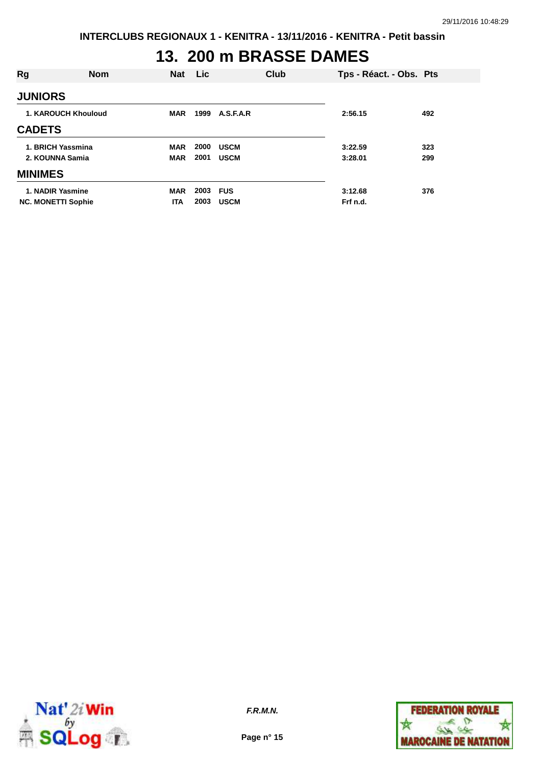INTERCLUBS REGIONAUX 1 - KENITRA - 13/11/2016 - KENITRA - Petit bassin

# 13. 200 m BRASSE DAMES

| Rg | Nom | Nat | Lic | Club | Tps - Réact. - Obs. | Pts |
|---|---|---|---|---|---|---|
| **JUNIORS** | | | | | | |
| 1. | KAROUCH Khouloud | MAR | 1999 | A.S.F.A.R | 2:56.15 | 492 |
| **CADETS** | | | | | | |
| 1. | BRICH Yassmina | MAR | 2000 | USCM | 3:22.59 | 323 |
| 2. | KOUNNA Samia | MAR | 2001 | USCM | 3:28.01 | 299 |
| **MINIMES** | | | | | | |
| 1. | NADIR Yasmine | MAR | 2003 | FUS | 3:12.68 | 376 |
| NC. | MONETTI Sophie | ITA | 2003 | USCM | Frf n.d. | |

*F.R.M.N.*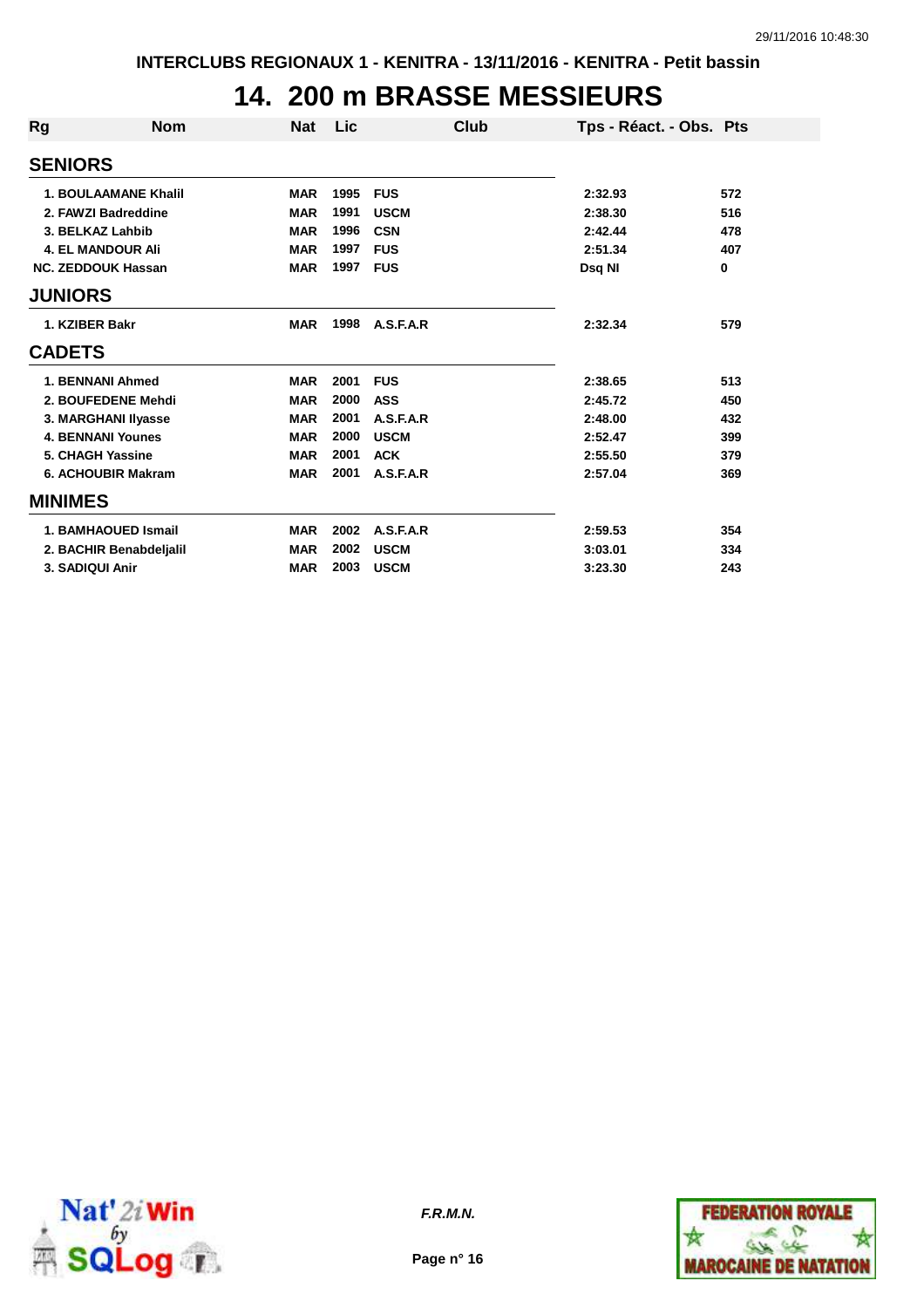INTERCLUBS REGIONAUX 1 - KENITRA - 13/11/2016 - KENITRA - Petit bassin

# 14. 200 m BRASSE MESSIEURS

| Rg | Nom | Nat | Lic | Club | Tps - Réact. - Obs. | Pts |
|---|---|---|---|---|---|---|
| **SENIORS** | | | | | | |
| 1. | BOULAAMANE Khalil | MAR | 1995 | FUS | 2:32.93 | 572 |
| 2. | FAWZI Badreddine | MAR | 1991 | USCM | 2:38.30 | 516 |
| 3. | BELKAZ Lahbib | MAR | 1996 | CSN | 2:42.44 | 478 |
| 4. | EL MANDOUR Ali | MAR | 1997 | FUS | 2:51.34 | 407 |
| NC. | ZEDDOUK Hassan | MAR | 1997 | FUS | Dsq NI | 0 |
| **JUNIORS** | | | | | | |
| 1. | KZIBER Bakr | MAR | 1998 | A.S.F.A.R | 2:32.34 | 579 |
| **CADETS** | | | | | | |
| 1. | BENNANI Ahmed | MAR | 2001 | FUS | 2:38.65 | 513 |
| 2. | BOUFEDENE Mehdi | MAR | 2000 | ASS | 2:45.72 | 450 |
| 3. | MARGHANI Ilyasse | MAR | 2001 | A.S.F.A.R | 2:48.00 | 432 |
| 4. | BENNANI Younes | MAR | 2000 | USCM | 2:52.47 | 399 |
| 5. | CHAGH Yassine | MAR | 2001 | ACK | 2:55.50 | 379 |
| 6. | ACHOUBIR Makram | MAR | 2001 | A.S.F.A.R | 2:57.04 | 369 |
| **MINIMES** | | | | | | |
| 1. | BAMHAOUED Ismail | MAR | 2002 | A.S.F.A.R | 2:59.53 | 354 |
| 2. | BACHIR Benabdeljalil | MAR | 2002 | USCM | 3:03.01 | 334 |
| 3. | SADIQUI Anir | MAR | 2003 | USCM | 3:23.30 | 243 |

*F.R.M.N.*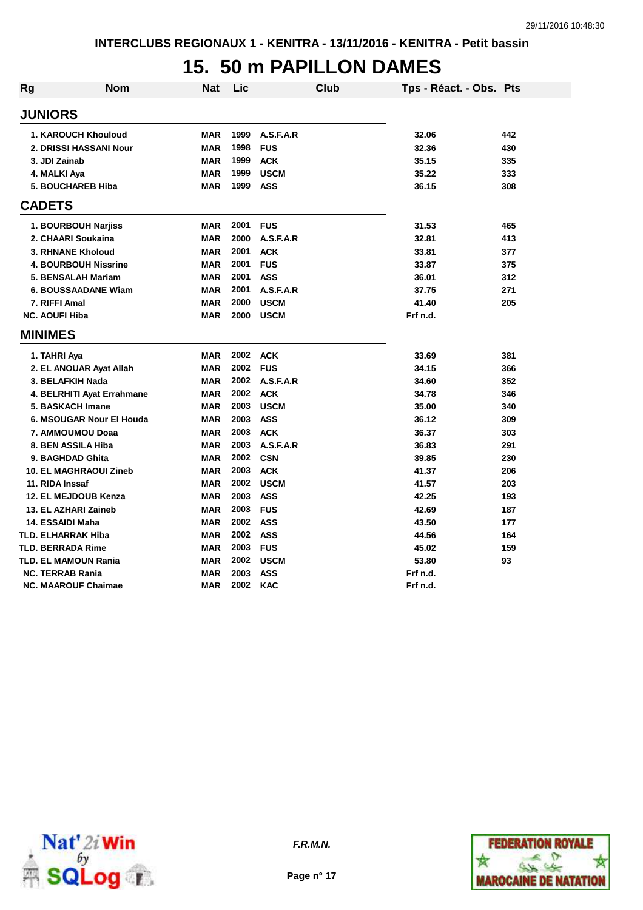INTERCLUBS REGIONAUX 1 - KENITRA - 13/11/2016 - KENITRA - Petit bassin

# 15. 50 m PAPILLON DAMES

| Rg | Nom | Nat | Lic | Club | Tps - Réact. - Obs. | Pts |
|---|---|---|---|---|---|---|
| **JUNIORS** | | | | | | |
| 1. | KAROUCH Khouloud | MAR | 1999 | A.S.F.A.R | 32.06 | 442 |
| 2. | DRISSI HASSANI Nour | MAR | 1998 | FUS | 32.36 | 430 |
| 3. | JDI Zainab | MAR | 1999 | ACK | 35.15 | 335 |
| 4. | MALKI Aya | MAR | 1999 | USCM | 35.22 | 333 |
| 5. | BOUCHAREB Hiba | MAR | 1999 | ASS | 36.15 | 308 |
| **CADETS** | | | | | | |
| 1. | BOURBOUH Narjiss | MAR | 2001 | FUS | 31.53 | 465 |
| 2. | CHAARI Soukaina | MAR | 2000 | A.S.F.A.R | 32.81 | 413 |
| 3. | RHNANE Kholoud | MAR | 2001 | ACK | 33.81 | 377 |
| 4. | BOURBOUH Nissrine | MAR | 2001 | FUS | 33.87 | 375 |
| 5. | BENSALAH Mariam | MAR | 2001 | ASS | 36.01 | 312 |
| 6. | BOUSSAADANE Wiam | MAR | 2001 | A.S.F.A.R | 37.75 | 271 |
| 7. | RIFFI Amal | MAR | 2000 | USCM | 41.40 | 205 |
| NC. | AOUFI Hiba | MAR | 2000 | USCM | Frf n.d. | |
| **MINIMES** | | | | | | |
| 1. | TAHRI Aya | MAR | 2002 | ACK | 33.69 | 381 |
| 2. | EL ANOUAR Ayat Allah | MAR | 2002 | FUS | 34.15 | 366 |
| 3. | BELAFKIH Nada | MAR | 2002 | A.S.F.A.R | 34.60 | 352 |
| 4. | BELRHITI Ayat Errahmane | MAR | 2002 | ACK | 34.78 | 346 |
| 5. | BASKACH Imane | MAR | 2003 | USCM | 35.00 | 340 |
| 6. | MSOUGAR Nour El Houda | MAR | 2003 | ASS | 36.12 | 309 |
| 7. | AMMOUMOU Doaa | MAR | 2003 | ACK | 36.37 | 303 |
| 8. | BEN ASSILA Hiba | MAR | 2003 | A.S.F.A.R | 36.83 | 291 |
| 9. | BAGHDAD Ghita | MAR | 2002 | CSN | 39.85 | 230 |
| 10. | EL MAGHRAOUI Zineb | MAR | 2003 | ACK | 41.37 | 206 |
| 11. | RIDA Inssaf | MAR | 2002 | USCM | 41.57 | 203 |
| 12. | EL MEJDOUB Kenza | MAR | 2003 | ASS | 42.25 | 193 |
| 13. | EL AZHARI Zaineb | MAR | 2003 | FUS | 42.69 | 187 |
| 14. | ESSAIDI Maha | MAR | 2002 | ASS | 43.50 | 177 |
| TLD. | ELHARRAK Hiba | MAR | 2002 | ASS | 44.56 | 164 |
| TLD. | BERRADA Rime | MAR | 2003 | FUS | 45.02 | 159 |
| TLD. | EL MAMOUN Rania | MAR | 2002 | USCM | 53.80 | 93 |
| NC. | TERRAB Rania | MAR | 2003 | ASS | Frf n.d. | |
| NC. | MAAROUF Chaimae | MAR | 2002 | KAC | Frf n.d. | |

*F.R.M.N.*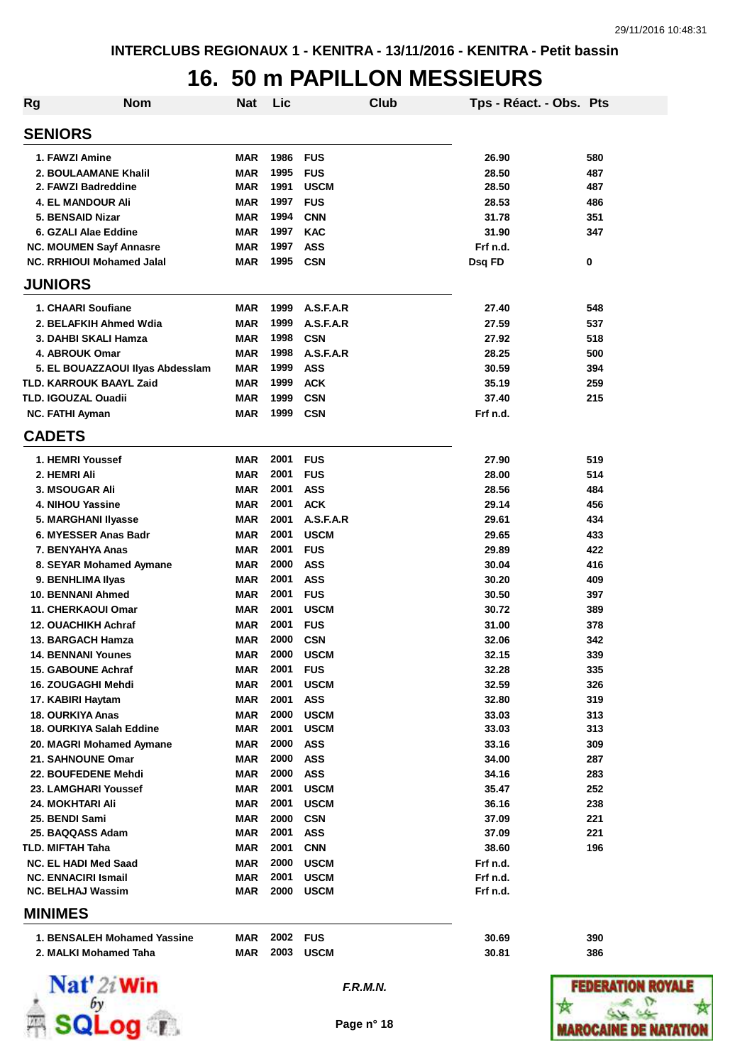INTERCLUBS REGIONAUX 1 - KENITRA - 13/11/2016 - KENITRA - Petit bassin

# 16. 50 m PAPILLON MESSIEURS

| Rg | Nom | Nat | Lic | Club | Tps - Réact. - Obs. | Pts |
|---|---|---|---|---|---|---|
| **SENIORS** | | | | | | |
| 1. | FAWZI Amine | MAR | 1986 | FUS | 26.90 | 580 |
| 2. | BOULAAMANE Khalil | MAR | 1995 | FUS | 28.50 | 487 |
| 2. | FAWZI Badreddine | MAR | 1991 | USCM | 28.50 | 487 |
| 4. | EL MANDOUR Ali | MAR | 1997 | FUS | 28.53 | 486 |
| 5. | BENSAID Nizar | MAR | 1994 | CNN | 31.78 | 351 |
| 6. | GZALI Alae Eddine | MAR | 1997 | KAC | 31.90 | 347 |
| NC. | MOUMEN Sayf Annasre | MAR | 1997 | ASS | Frf n.d. | |
| NC. | RRHIOUI Mohamed Jalal | MAR | 1995 | CSN | Dsq FD | 0 |
| **JUNIORS** | | | | | | |
| 1. | CHAARI Soufiane | MAR | 1999 | A.S.F.A.R | 27.40 | 548 |
| 2. | BELAFKIH Ahmed Wdia | MAR | 1999 | A.S.F.A.R | 27.59 | 537 |
| 3. | DAHBI SKALI Hamza | MAR | 1998 | CSN | 27.92 | 518 |
| 4. | ABROUK Omar | MAR | 1998 | A.S.F.A.R | 28.25 | 500 |
| 5. | EL BOUAZZAOUI Ilyas Abdesslam | MAR | 1999 | ASS | 30.59 | 394 |
| TLD. | KARROUK BAAYL Zaid | MAR | 1999 | ACK | 35.19 | 259 |
| TLD. | IGOUZAL Ouadii | MAR | 1999 | CSN | 37.40 | 215 |
| NC. | FATHI Ayman | MAR | 1999 | CSN | Frf n.d. | |
| **CADETS** | | | | | | |
| 1. | HEMRI Youssef | MAR | 2001 | FUS | 27.90 | 519 |
| 2. | HEMRI Ali | MAR | 2001 | FUS | 28.00 | 514 |
| 3. | MSOUGAR Ali | MAR | 2001 | ASS | 28.56 | 484 |
| 4. | NIHOU Yassine | MAR | 2001 | ACK | 29.14 | 456 |
| 5. | MARGHANI Ilyasse | MAR | 2001 | A.S.F.A.R | 29.61 | 434 |
| 6. | MYESSER Anas Badr | MAR | 2001 | USCM | 29.65 | 433 |
| 7. | BENYAHYA Anas | MAR | 2001 | FUS | 29.89 | 422 |
| 8. | SEYAR Mohamed Aymane | MAR | 2000 | ASS | 30.04 | 416 |
| 9. | BENHLIMA Ilyas | MAR | 2001 | ASS | 30.20 | 409 |
| 10. | BENNANI Ahmed | MAR | 2001 | FUS | 30.50 | 397 |
| 11. | CHERKAOUI Omar | MAR | 2001 | USCM | 30.72 | 389 |
| 12. | OUACHIKH Achraf | MAR | 2001 | FUS | 31.00 | 378 |
| 13. | BARGACH Hamza | MAR | 2000 | CSN | 32.06 | 342 |
| 14. | BENNANI Younes | MAR | 2000 | USCM | 32.15 | 339 |
| 15. | GABOUNE Achraf | MAR | 2001 | FUS | 32.28 | 335 |
| 16. | ZOUGAGHI Mehdi | MAR | 2001 | USCM | 32.59 | 326 |
| 17. | KABIRI Haytam | MAR | 2001 | ASS | 32.80 | 319 |
| 18. | OURKIYA Anas | MAR | 2000 | USCM | 33.03 | 313 |
| 18. | OURKIYA Salah Eddine | MAR | 2001 | USCM | 33.03 | 313 |
| 20. | MAGRI Mohamed Aymane | MAR | 2000 | ASS | 33.16 | 309 |
| 21. | SAHNOUNE Omar | MAR | 2000 | ASS | 34.00 | 287 |
| 22. | BOUFEDENE Mehdi | MAR | 2000 | ASS | 34.16 | 283 |
| 23. | LAMGHARI Youssef | MAR | 2001 | USCM | 35.47 | 252 |
| 24. | MOKHTARI Ali | MAR | 2001 | USCM | 36.16 | 238 |
| 25. | BENDI Sami | MAR | 2000 | CSN | 37.09 | 221 |
| 25. | BAQQASS Adam | MAR | 2001 | ASS | 37.09 | 221 |
| TLD. | MIFTAH Taha | MAR | 2001 | CNN | 38.60 | 196 |
| NC. | EL HADI Med Saad | MAR | 2000 | USCM | Frf n.d. | |
| NC. | ENNACIRI Ismail | MAR | 2001 | USCM | Frf n.d. | |
| NC. | BELHAJ Wassim | MAR | 2000 | USCM | Frf n.d. | |
| **MINIMES** | | | | | | |
| 1. | BENSALEH Mohamed Yassine | MAR | 2002 | FUS | 30.69 | 390 |
| 2. | MALKI Mohamed Taha | MAR | 2003 | USCM | 30.81 | 386 |

*F.R.M.N.*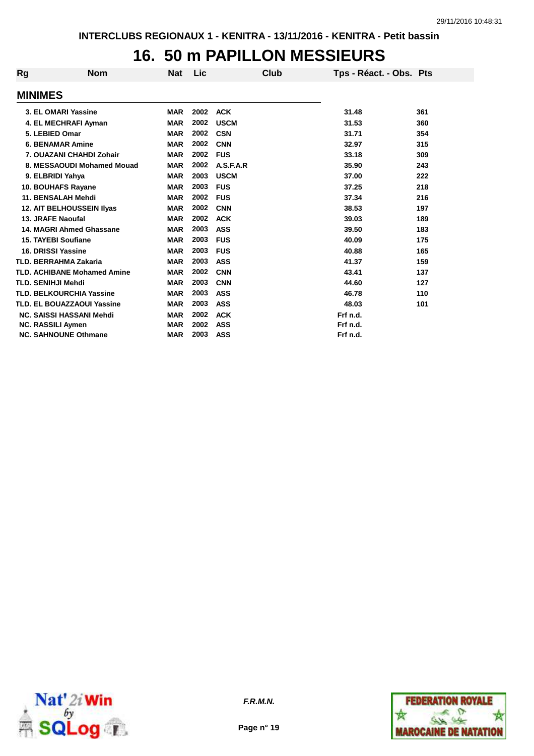INTERCLUBS REGIONAUX 1 - KENITRA - 13/11/2016 - KENITRA - Petit bassin

# 16. 50 m PAPILLON MESSIEURS

## MINIMES

| Rg | Nom | Nat | Lic | Club | Tps - Réact. - Obs. | Pts |
|---|---|---|---|---|---|---|
| 3. | EL OMARI Yassine | MAR | 2002 | ACK | 31.48 | 361 |
| 4. | EL MECHRAFI Ayman | MAR | 2002 | USCM | 31.53 | 360 |
| 5. | LEBIED Omar | MAR | 2002 | CSN | 31.71 | 354 |
| 6. | BENAMAR Amine | MAR | 2002 | CNN | 32.97 | 315 |
| 7. | OUAZANI CHAHDI Zohair | MAR | 2002 | FUS | 33.18 | 309 |
| 8. | MESSAOUDI Mohamed Mouad | MAR | 2002 | A.S.F.A.R | 35.90 | 243 |
| 9. | ELBRIDI Yahya | MAR | 2003 | USCM | 37.00 | 222 |
| 10. | BOUHAFS Rayane | MAR | 2003 | FUS | 37.25 | 218 |
| 11. | BENSALAH Mehdi | MAR | 2002 | FUS | 37.34 | 216 |
| 12. | AIT BELHOUSSEIN Ilyas | MAR | 2002 | CNN | 38.53 | 197 |
| 13. | JRAFE Naoufal | MAR | 2002 | ACK | 39.03 | 189 |
| 14. | MAGRI Ahmed Ghassane | MAR | 2003 | ASS | 39.50 | 183 |
| 15. | TAYEBI Soufiane | MAR | 2003 | FUS | 40.09 | 175 |
| 16. | DRISSI Yassine | MAR | 2003 | FUS | 40.88 | 165 |
| TLD. | BERRAHMA Zakaria | MAR | 2003 | ASS | 41.37 | 159 |
| TLD. | ACHIBANE Mohamed Amine | MAR | 2002 | CNN | 43.41 | 137 |
| TLD. | SENIHJI Mehdi | MAR | 2003 | CNN | 44.60 | 127 |
| TLD. | BELKOURCHIA Yassine | MAR | 2003 | ASS | 46.78 | 110 |
| TLD. | EL BOUAZZAOUI Yassine | MAR | 2003 | ASS | 48.03 | 101 |
| NC. | SAISSI HASSANI Mehdi | MAR | 2002 | ACK | Frf n.d. | |
| NC. | RASSILI Aymen | MAR | 2002 | ASS | Frf n.d. | |
| NC. | SAHNOUNE Othmane | MAR | 2003 | ASS | Frf n.d. | |

*F.R.M.N.*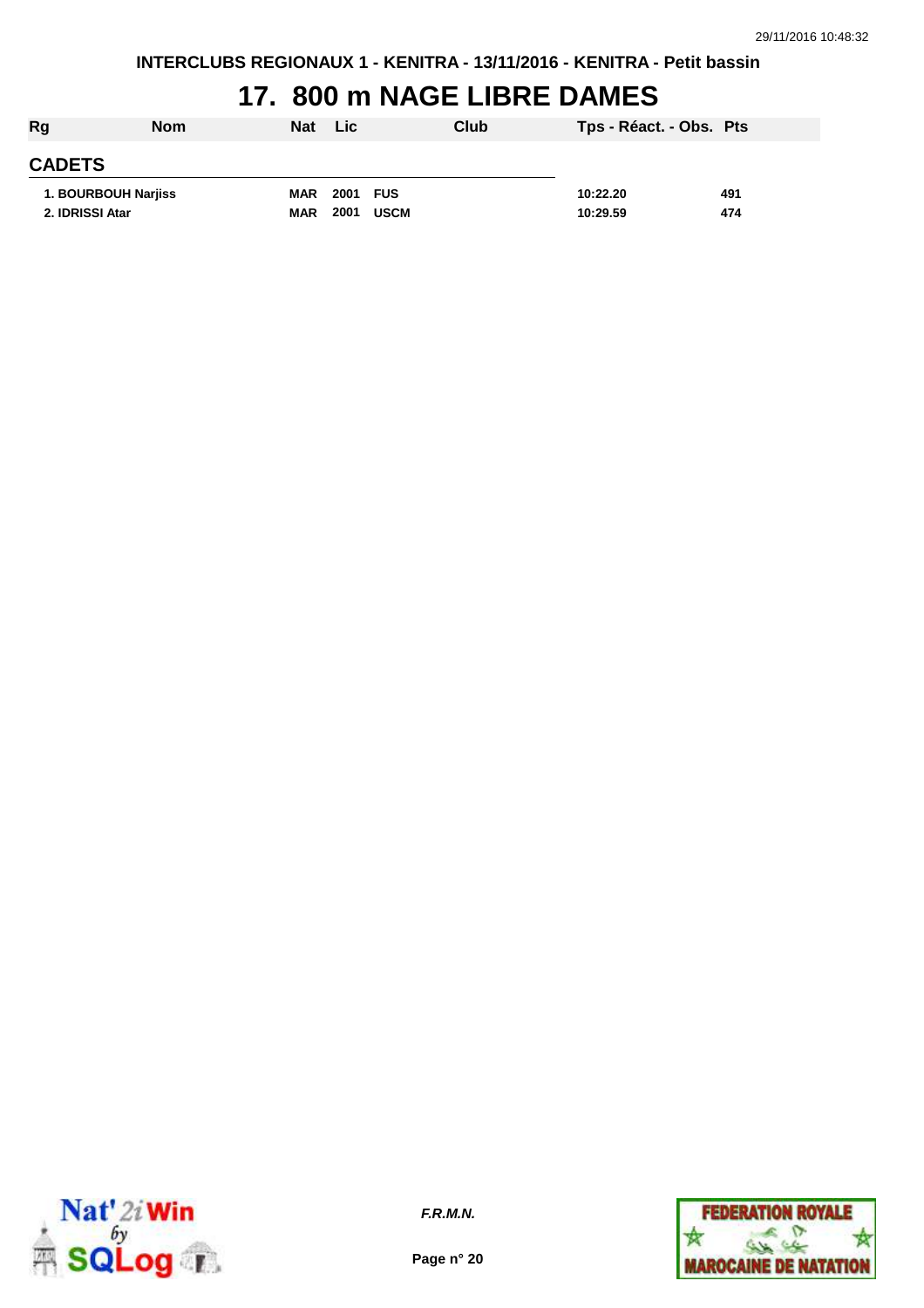INTERCLUBS REGIONAUX 1 - KENITRA - 13/11/2016 - KENITRA - Petit bassin

# 17. 800 m NAGE LIBRE DAMES

| Rg | Nom | Nat | Lic | Club | Tps - Réact. - Obs. | Pts |
|---|---|---|---|---|---|---|
| **CADETS** | | | | | | |
| 1. | BOURBOUH Narjiss | MAR | 2001 | FUS | 10:22.20 | 491 |
| 2. | IDRISSI Atar | MAR | 2001 | USCM | 10:29.59 | 474 |

*F.R.M.N.*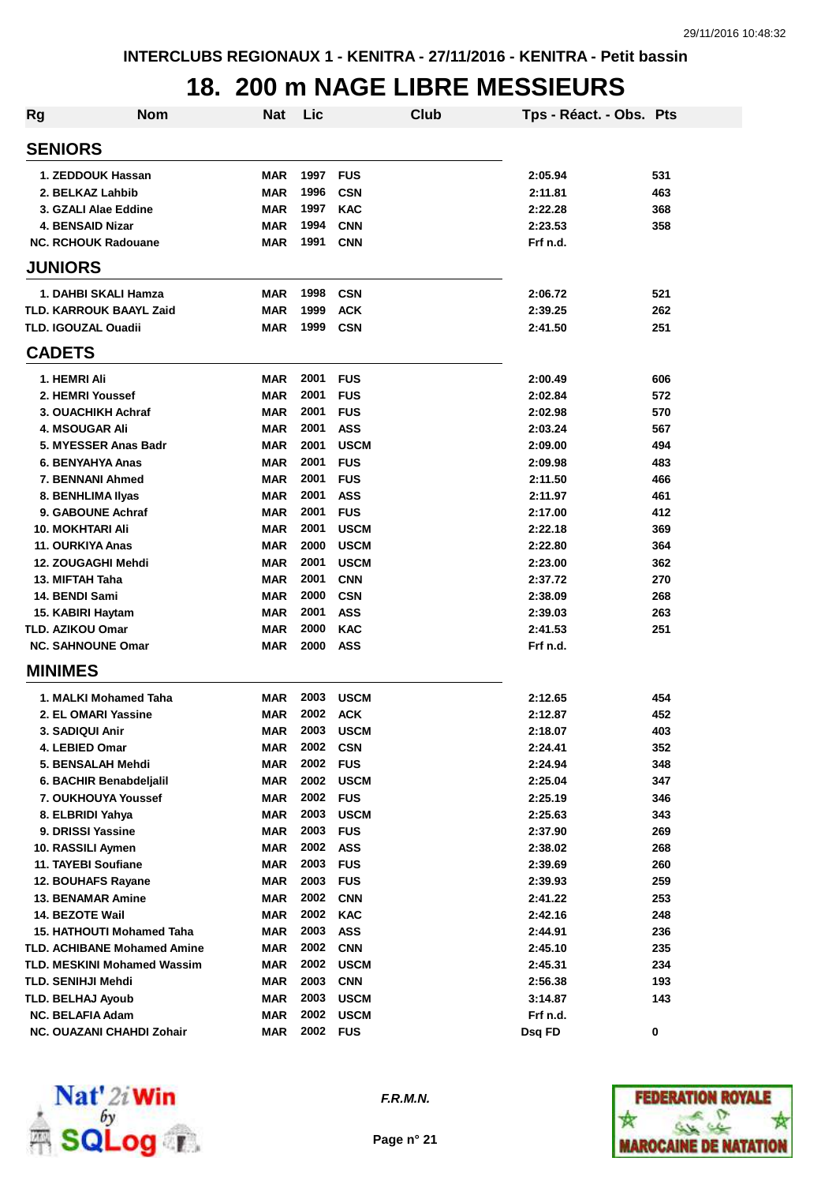INTERCLUBS REGIONAUX 1 - KENITRA - 27/11/2016 - KENITRA - Petit bassin

# 18. 200 m NAGE LIBRE MESSIEURS

| Rg | Nom | Nat | Lic | Club | Tps - Réact. - Obs. | Pts |
|---|---|---|---|---|---|---|
| **SENIORS** | | | | | | |
| 1. | ZEDDOUK Hassan | MAR | 1997 | FUS | 2:05.94 | 531 |
| 2. | BELKAZ Lahbib | MAR | 1996 | CSN | 2:11.81 | 463 |
| 3. | GZALI Alae Eddine | MAR | 1997 | KAC | 2:22.28 | 368 |
| 4. | BENSAID Nizar | MAR | 1994 | CNN | 2:23.53 | 358 |
| NC. | RCHOUK Radouane | MAR | 1991 | CNN | Frf n.d. | |
| **JUNIORS** | | | | | | |
| 1. | DAHBI SKALI Hamza | MAR | 1998 | CSN | 2:06.72 | 521 |
| TLD. | KARROUK BAAYL Zaid | MAR | 1999 | ACK | 2:39.25 | 262 |
| TLD. | IGOUZAL Ouadii | MAR | 1999 | CSN | 2:41.50 | 251 |
| **CADETS** | | | | | | |
| 1. | HEMRI Ali | MAR | 2001 | FUS | 2:00.49 | 606 |
| 2. | HEMRI Youssef | MAR | 2001 | FUS | 2:02.84 | 572 |
| 3. | OUACHIKH Achraf | MAR | 2001 | FUS | 2:02.98 | 570 |
| 4. | MSOUGAR Ali | MAR | 2001 | ASS | 2:03.24 | 567 |
| 5. | MYESSER Anas Badr | MAR | 2001 | USCM | 2:09.00 | 494 |
| 6. | BENYAHYA Anas | MAR | 2001 | FUS | 2:09.98 | 483 |
| 7. | BENNANI Ahmed | MAR | 2001 | FUS | 2:11.50 | 466 |
| 8. | BENHLIMA Ilyas | MAR | 2001 | ASS | 2:11.97 | 461 |
| 9. | GABOUNE Achraf | MAR | 2001 | FUS | 2:17.00 | 412 |
| 10. | MOKHTARI Ali | MAR | 2001 | USCM | 2:22.18 | 369 |
| 11. | OURKIYA Anas | MAR | 2000 | USCM | 2:22.80 | 364 |
| 12. | ZOUGAGHI Mehdi | MAR | 2001 | USCM | 2:23.00 | 362 |
| 13. | MIFTAH Taha | MAR | 2001 | CNN | 2:37.72 | 270 |
| 14. | BENDI Sami | MAR | 2000 | CSN | 2:38.09 | 268 |
| 15. | KABIRI Haytam | MAR | 2001 | ASS | 2:39.03 | 263 |
| TLD. | AZIKOU Omar | MAR | 2000 | KAC | 2:41.53 | 251 |
| NC. | SAHNOUNE Omar | MAR | 2000 | ASS | Frf n.d. | |
| **MINIMES** | | | | | | |
| 1. | MALKI Mohamed Taha | MAR | 2003 | USCM | 2:12.65 | 454 |
| 2. | EL OMARI Yassine | MAR | 2002 | ACK | 2:12.87 | 452 |
| 3. | SADIQUI Anir | MAR | 2003 | USCM | 2:18.07 | 403 |
| 4. | LEBIED Omar | MAR | 2002 | CSN | 2:24.41 | 352 |
| 5. | BENSALAH Mehdi | MAR | 2002 | FUS | 2:24.94 | 348 |
| 6. | BACHIR Benabdeljalil | MAR | 2002 | USCM | 2:25.04 | 347 |
| 7. | OUKHOUYA Youssef | MAR | 2002 | FUS | 2:25.19 | 346 |
| 8. | ELBRIDI Yahya | MAR | 2003 | USCM | 2:25.63 | 343 |
| 9. | DRISSI Yassine | MAR | 2003 | FUS | 2:37.90 | 269 |
| 10. | RASSILI Aymen | MAR | 2002 | ASS | 2:38.02 | 268 |
| 11. | TAYEBI Soufiane | MAR | 2003 | FUS | 2:39.69 | 260 |
| 12. | BOUHAFS Rayane | MAR | 2003 | FUS | 2:39.93 | 259 |
| 13. | BENAMAR Amine | MAR | 2002 | CNN | 2:41.22 | 253 |
| 14. | BEZOTE Wail | MAR | 2002 | KAC | 2:42.16 | 248 |
| 15. | HATHOUTI Mohamed Taha | MAR | 2003 | ASS | 2:44.91 | 236 |
| TLD. | ACHIBANE Mohamed Amine | MAR | 2002 | CNN | 2:45.10 | 235 |
| TLD. | MESKINI Mohamed Wassim | MAR | 2002 | USCM | 2:45.31 | 234 |
| TLD. | SENIHJI Mehdi | MAR | 2003 | CNN | 2:56.38 | 193 |
| TLD. | BELHAJ Ayoub | MAR | 2003 | USCM | 3:14.87 | 143 |
| NC. | BELAFIA Adam | MAR | 2002 | USCM | Frf n.d. | |
| NC. | OUAZANI CHAHDI Zohair | MAR | 2002 | FUS | Dsq FD | 0 |

*F.R.M.N.*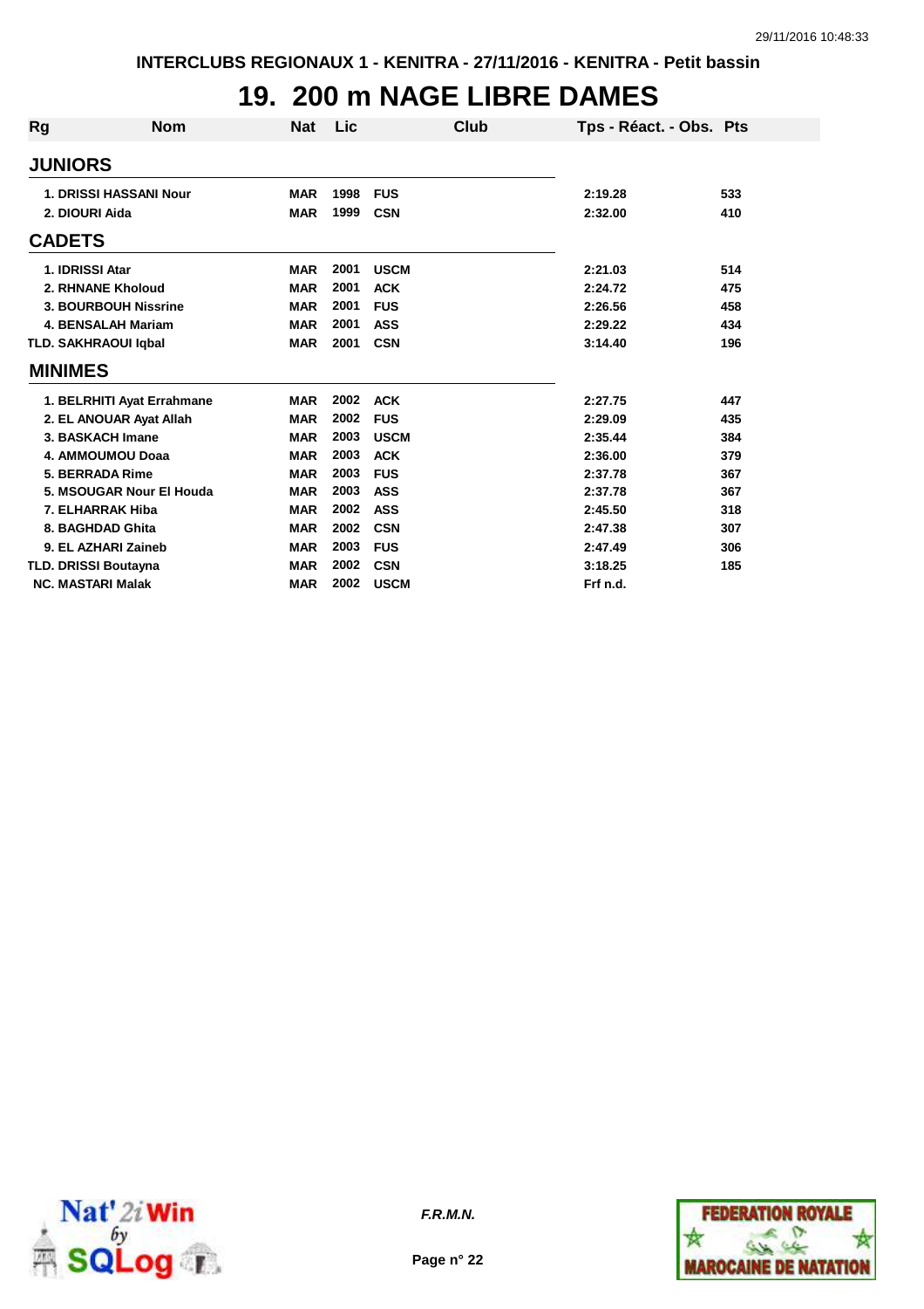INTERCLUBS REGIONAUX 1 - KENITRA - 27/11/2016 - KENITRA - Petit bassin

# 19. 200 m NAGE LIBRE DAMES

| Rg | Nom | Nat | Lic | Club | Tps - Réact. - Obs. | Pts |
|---|---|---|---|---|---|---|
| **JUNIORS** | | | | | | |
| 1. | DRISSI HASSANI Nour | MAR | 1998 | FUS | 2:19.28 | 533 |
| 2. | DIOURI Aida | MAR | 1999 | CSN | 2:32.00 | 410 |
| **CADETS** | | | | | | |
| 1. | IDRISSI Atar | MAR | 2001 | USCM | 2:21.03 | 514 |
| 2. | RHNANE Kholoud | MAR | 2001 | ACK | 2:24.72 | 475 |
| 3. | BOURBOUH Nissrine | MAR | 2001 | FUS | 2:26.56 | 458 |
| 4. | BENSALAH Mariam | MAR | 2001 | ASS | 2:29.22 | 434 |
| TLD. | SAKHRAOUI Iqbal | MAR | 2001 | CSN | 3:14.40 | 196 |
| **MINIMES** | | | | | | |
| 1. | BELRHITI Ayat Errahmane | MAR | 2002 | ACK | 2:27.75 | 447 |
| 2. | EL ANOUAR Ayat Allah | MAR | 2002 | FUS | 2:29.09 | 435 |
| 3. | BASKACH Imane | MAR | 2003 | USCM | 2:35.44 | 384 |
| 4. | AMMOUMOU Doaa | MAR | 2003 | ACK | 2:36.00 | 379 |
| 5. | BERRADA Rime | MAR | 2003 | FUS | 2:37.78 | 367 |
| 5. | MSOUGAR Nour El Houda | MAR | 2003 | ASS | 2:37.78 | 367 |
| 7. | ELHARRAK Hiba | MAR | 2002 | ASS | 2:45.50 | 318 |
| 8. | BAGHDAD Ghita | MAR | 2002 | CSN | 2:47.38 | 307 |
| 9. | EL AZHARI Zaineb | MAR | 2003 | FUS | 2:47.49 | 306 |
| TLD. | DRISSI Boutayna | MAR | 2002 | CSN | 3:18.25 | 185 |
| NC. | MASTARI Malak | MAR | 2002 | USCM | Frf n.d. | |

*F.R.M.N.*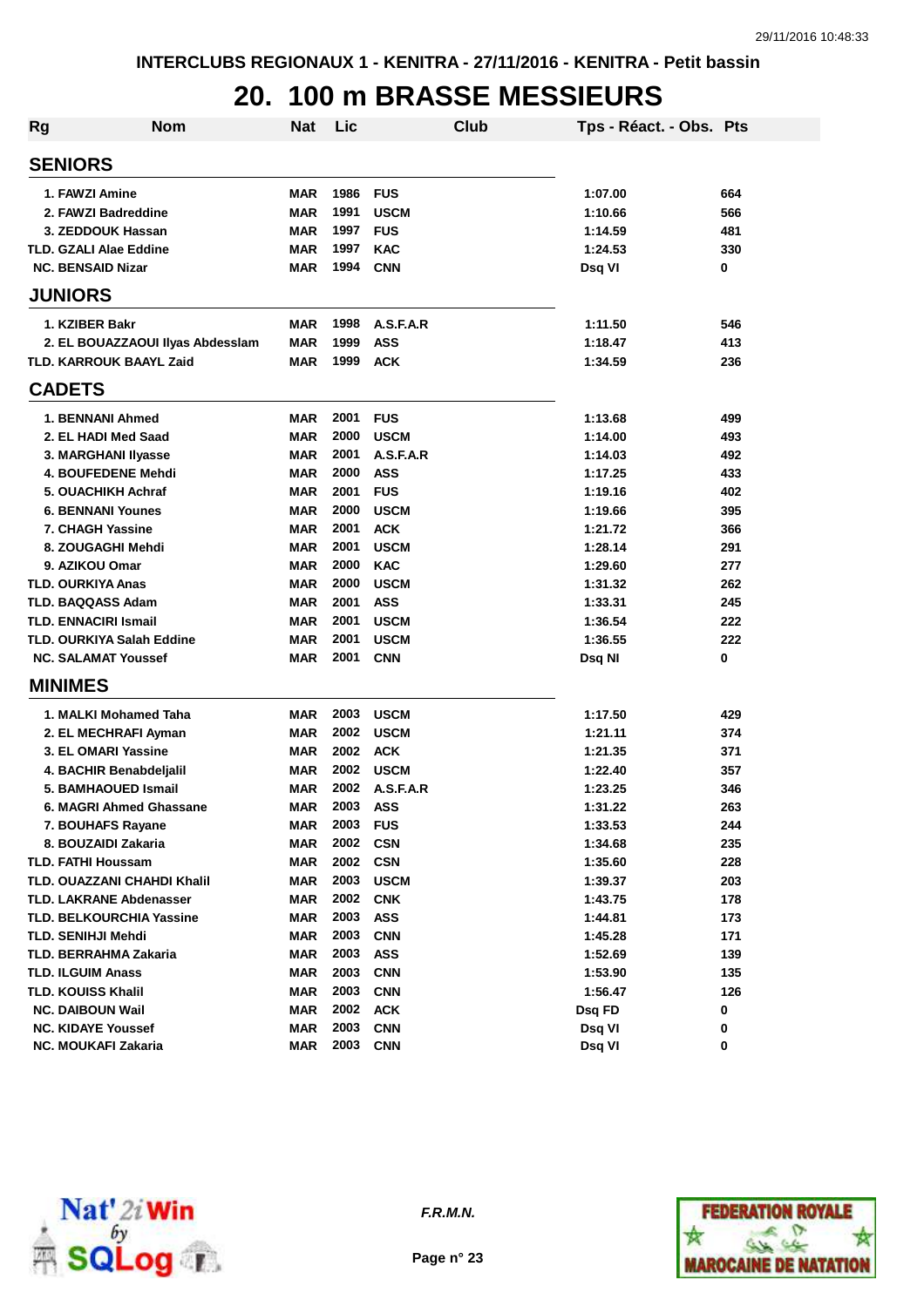INTERCLUBS REGIONAUX 1 - KENITRA - 27/11/2016 - KENITRA - Petit bassin

# 20. 100 m BRASSE MESSIEURS

| Rg | Nom | Nat | Lic | Club | Tps - Réact. - Obs. | Pts |
|---|---|---|---|---|---|---|
| **SENIORS** | | | | | | |
| 1. | FAWZI Amine | MAR | 1986 | FUS | 1:07.00 | 664 |
| 2. | FAWZI Badreddine | MAR | 1991 | USCM | 1:10.66 | 566 |
| 3. | ZEDDOUK Hassan | MAR | 1997 | FUS | 1:14.59 | 481 |
| TLD. | GZALI Alae Eddine | MAR | 1997 | KAC | 1:24.53 | 330 |
| NC. | BENSAID Nizar | MAR | 1994 | CNN | Dsq VI | 0 |
| **JUNIORS** | | | | | | |
| 1. | KZIBER Bakr | MAR | 1998 | A.S.F.A.R | 1:11.50 | 546 |
| 2. | EL BOUAZZAOUI Ilyas Abdesslam | MAR | 1999 | ASS | 1:18.47 | 413 |
| TLD. | KARROUK BAAYL Zaid | MAR | 1999 | ACK | 1:34.59 | 236 |
| **CADETS** | | | | | | |
| 1. | BENNANI Ahmed | MAR | 2001 | FUS | 1:13.68 | 499 |
| 2. | EL HADI Med Saad | MAR | 2000 | USCM | 1:14.00 | 493 |
| 3. | MARGHANI Ilyasse | MAR | 2001 | A.S.F.A.R | 1:14.03 | 492 |
| 4. | BOUFEDENE Mehdi | MAR | 2000 | ASS | 1:17.25 | 433 |
| 5. | OUACHIKH Achraf | MAR | 2001 | FUS | 1:19.16 | 402 |
| 6. | BENNANI Younes | MAR | 2000 | USCM | 1:19.66 | 395 |
| 7. | CHAGH Yassine | MAR | 2001 | ACK | 1:21.72 | 366 |
| 8. | ZOUGAGHI Mehdi | MAR | 2001 | USCM | 1:28.14 | 291 |
| 9. | AZIKOU Omar | MAR | 2000 | KAC | 1:29.60 | 277 |
| TLD. | OURKIYA Anas | MAR | 2000 | USCM | 1:31.32 | 262 |
| TLD. | BAQQASS Adam | MAR | 2001 | ASS | 1:33.31 | 245 |
| TLD. | ENNACIRI Ismail | MAR | 2001 | USCM | 1:36.54 | 222 |
| TLD. | OURKIYA Salah Eddine | MAR | 2001 | USCM | 1:36.55 | 222 |
| NC. | SALAMAT Youssef | MAR | 2001 | CNN | Dsq NI | 0 |
| **MINIMES** | | | | | | |
| 1. | MALKI Mohamed Taha | MAR | 2003 | USCM | 1:17.50 | 429 |
| 2. | EL MECHRAFI Ayman | MAR | 2002 | USCM | 1:21.11 | 374 |
| 3. | EL OMARI Yassine | MAR | 2002 | ACK | 1:21.35 | 371 |
| 4. | BACHIR Benabdeljalil | MAR | 2002 | USCM | 1:22.40 | 357 |
| 5. | BAMHAOUED Ismail | MAR | 2002 | A.S.F.A.R | 1:23.25 | 346 |
| 6. | MAGRI Ahmed Ghassane | MAR | 2003 | ASS | 1:31.22 | 263 |
| 7. | BOUHAFS Rayane | MAR | 2003 | FUS | 1:33.53 | 244 |
| 8. | BOUZAIDI Zakaria | MAR | 2002 | CSN | 1:34.68 | 235 |
| TLD. | FATHI Houssam | MAR | 2002 | CSN | 1:35.60 | 228 |
| TLD. | OUAZZANI CHAHDI Khalil | MAR | 2003 | USCM | 1:39.37 | 203 |
| TLD. | LAKRANE Abdenasser | MAR | 2002 | CNK | 1:43.75 | 178 |
| TLD. | BELKOURCHIA Yassine | MAR | 2003 | ASS | 1:44.81 | 173 |
| TLD. | SENIHJI Mehdi | MAR | 2003 | CNN | 1:45.28 | 171 |
| TLD. | BERRAHMA Zakaria | MAR | 2003 | ASS | 1:52.69 | 139 |
| TLD. | ILGUIM Anass | MAR | 2003 | CNN | 1:53.90 | 135 |
| TLD. | KOUISS Khalil | MAR | 2003 | CNN | 1:56.47 | 126 |
| NC. | DAIBOUN Wail | MAR | 2002 | ACK | Dsq FD | 0 |
| NC. | KIDAYE Youssef | MAR | 2003 | CNN | Dsq VI | 0 |
| NC. | MOUKAFI Zakaria | MAR | 2003 | CNN | Dsq VI | 0 |

*F.R.M.N.*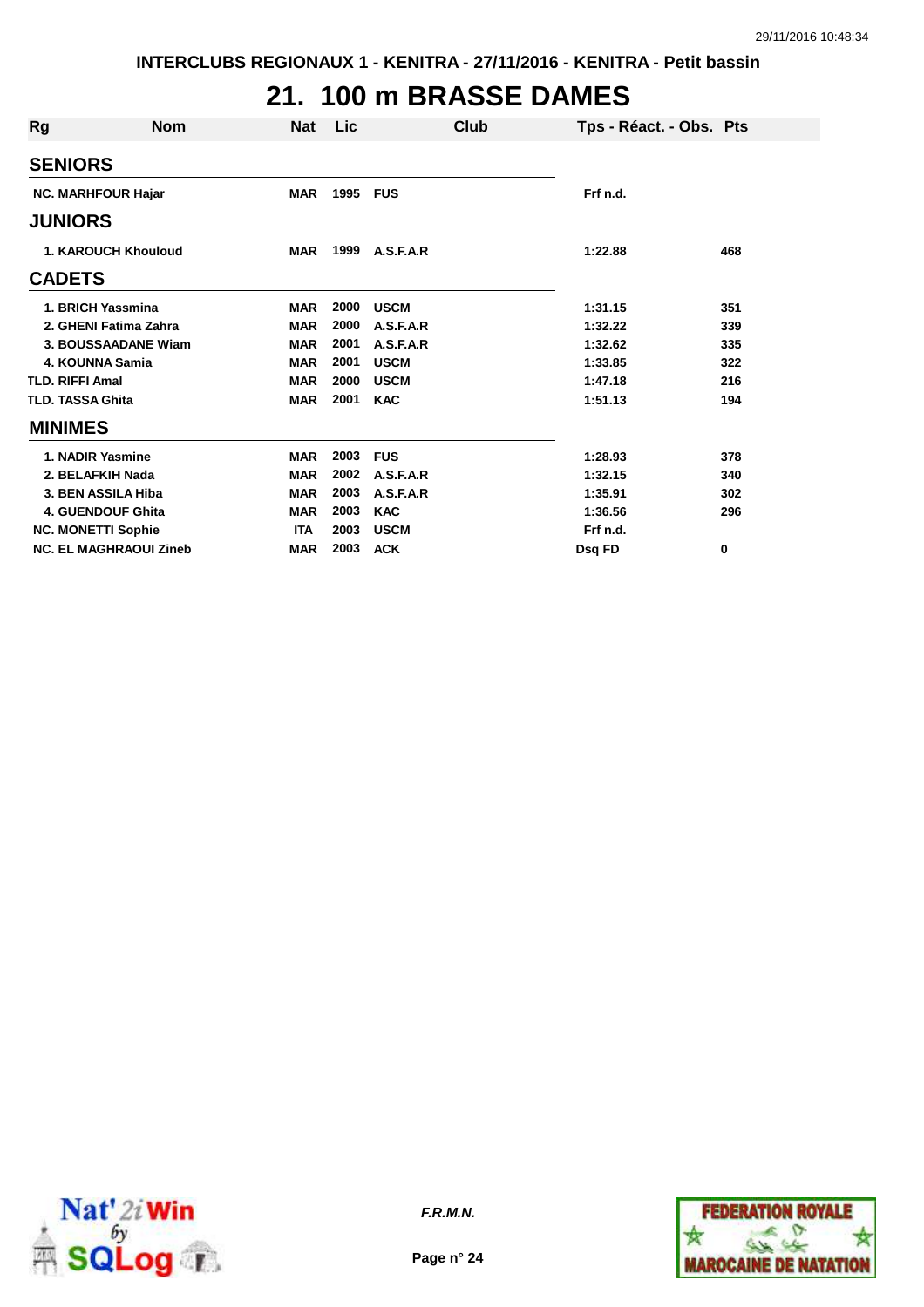INTERCLUBS REGIONAUX 1 - KENITRA - 27/11/2016 - KENITRA - Petit bassin

# 21. 100 m BRASSE DAMES

| Rg | Nom | Nat | Lic | Club | Tps - Réact. - Obs. | Pts |
|---|---|---|---|---|---|---|
| **SENIORS** | | | | | | |
| NC. | MARHFOUR Hajar | MAR | 1995 | FUS | Frf n.d. | |
| **JUNIORS** | | | | | | |
| 1. | KAROUCH Khouloud | MAR | 1999 | A.S.F.A.R | 1:22.88 | 468 |
| **CADETS** | | | | | | |
| 1. | BRICH Yassmina | MAR | 2000 | USCM | 1:31.15 | 351 |
| 2. | GHENI Fatima Zahra | MAR | 2000 | A.S.F.A.R | 1:32.22 | 339 |
| 3. | BOUSSAADANE Wiam | MAR | 2001 | A.S.F.A.R | 1:32.62 | 335 |
| 4. | KOUNNA Samia | MAR | 2001 | USCM | 1:33.85 | 322 |
| TLD. | RIFFI Amal | MAR | 2000 | USCM | 1:47.18 | 216 |
| TLD. | TASSA Ghita | MAR | 2001 | KAC | 1:51.13 | 194 |
| **MINIMES** | | | | | | |
| 1. | NADIR Yasmine | MAR | 2003 | FUS | 1:28.93 | 378 |
| 2. | BELAFKIH Nada | MAR | 2002 | A.S.F.A.R | 1:32.15 | 340 |
| 3. | BEN ASSILA Hiba | MAR | 2003 | A.S.F.A.R | 1:35.91 | 302 |
| 4. | GUENDOUF Ghita | MAR | 2003 | KAC | 1:36.56 | 296 |
| NC. | MONETTI Sophie | ITA | 2003 | USCM | Frf n.d. | |
| NC. | EL MAGHRAOUI Zineb | MAR | 2003 | ACK | Dsq FD | 0 |

*F.R.M.N.*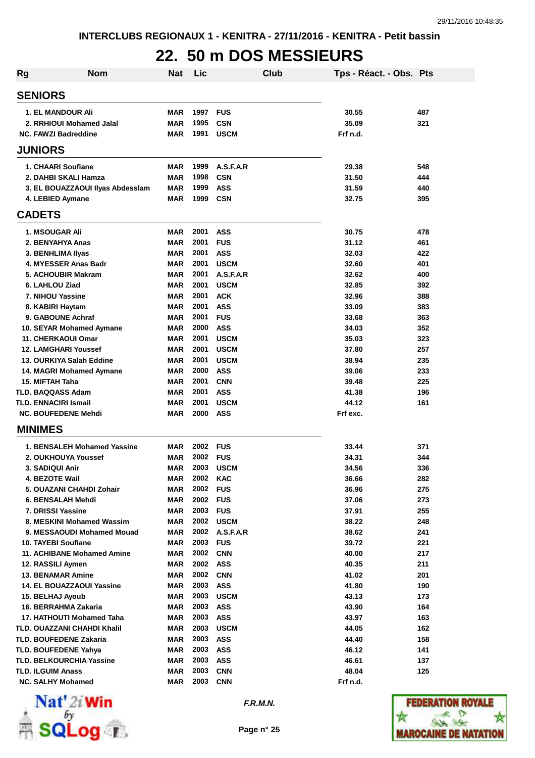INTERCLUBS REGIONAUX 1 - KENITRA - 27/11/2016 - KENITRA - Petit bassin

# 22. 50 m DOS MESSIEURS

| Rg | Nom | Nat | Lic | Club | Tps - Réact. - Obs. | Pts |
|---|---|---|---|---|---|---|
| **SENIORS** | | | | | | |
| 1. | EL MANDOUR Ali | MAR | 1997 | FUS | 30.55 | 487 |
| 2. | RRHIOUI Mohamed Jalal | MAR | 1995 | CSN | 35.09 | 321 |
| NC. | FAWZI Badreddine | MAR | 1991 | USCM | Frf n.d. | |
| **JUNIORS** | | | | | | |
| 1. | CHAARI Soufiane | MAR | 1999 | A.S.F.A.R | 29.38 | 548 |
| 2. | DAHBI SKALI Hamza | MAR | 1998 | CSN | 31.50 | 444 |
| 3. | EL BOUAZZAOUI Ilyas Abdesslam | MAR | 1999 | ASS | 31.59 | 440 |
| 4. | LEBIED Aymane | MAR | 1999 | CSN | 32.75 | 395 |
| **CADETS** | | | | | | |
| 1. | MSOUGAR Ali | MAR | 2001 | ASS | 30.75 | 478 |
| 2. | BENYAHYA Anas | MAR | 2001 | FUS | 31.12 | 461 |
| 3. | BENHLIMA Ilyas | MAR | 2001 | ASS | 32.03 | 422 |
| 4. | MYESSER Anas Badr | MAR | 2001 | USCM | 32.60 | 401 |
| 5. | ACHOUBIR Makram | MAR | 2001 | A.S.F.A.R | 32.62 | 400 |
| 6. | LAHLOU Ziad | MAR | 2001 | USCM | 32.85 | 392 |
| 7. | NIHOU Yassine | MAR | 2001 | ACK | 32.96 | 388 |
| 8. | KABIRI Haytam | MAR | 2001 | ASS | 33.09 | 383 |
| 9. | GABOUNE Achraf | MAR | 2001 | FUS | 33.68 | 363 |
| 10. | SEYAR Mohamed Aymane | MAR | 2000 | ASS | 34.03 | 352 |
| 11. | CHERKAOUI Omar | MAR | 2001 | USCM | 35.03 | 323 |
| 12. | LAMGHARI Youssef | MAR | 2001 | USCM | 37.80 | 257 |
| 13. | OURKIYA Salah Eddine | MAR | 2001 | USCM | 38.94 | 235 |
| 14. | MAGRI Mohamed Aymane | MAR | 2000 | ASS | 39.06 | 233 |
| 15. | MIFTAH Taha | MAR | 2001 | CNN | 39.48 | 225 |
| TLD. | BAQQASS Adam | MAR | 2001 | ASS | 41.38 | 196 |
| TLD. | ENNACIRI Ismail | MAR | 2001 | USCM | 44.12 | 161 |
| NC. | BOUFEDENE Mehdi | MAR | 2000 | ASS | Frf exc. | |
| **MINIMES** | | | | | | |
| 1. | BENSALEH Mohamed Yassine | MAR | 2002 | FUS | 33.44 | 371 |
| 2. | OUKHOUYA Youssef | MAR | 2002 | FUS | 34.31 | 344 |
| 3. | SADIQUI Anir | MAR | 2003 | USCM | 34.56 | 336 |
| 4. | BEZOTE Wail | MAR | 2002 | KAC | 36.66 | 282 |
| 5. | OUAZANI CHAHDI Zohair | MAR | 2002 | FUS | 36.96 | 275 |
| 6. | BENSALAH Mehdi | MAR | 2002 | FUS | 37.06 | 273 |
| 7. | DRISSI Yassine | MAR | 2003 | FUS | 37.91 | 255 |
| 8. | MESKINI Mohamed Wassim | MAR | 2002 | USCM | 38.22 | 248 |
| 9. | MESSAOUDI Mohamed Mouad | MAR | 2002 | A.S.F.A.R | 38.62 | 241 |
| 10. | TAYEBI Soufiane | MAR | 2003 | FUS | 39.72 | 221 |
| 11. | ACHIBANE Mohamed Amine | MAR | 2002 | CNN | 40.00 | 217 |
| 12. | RASSILI Aymen | MAR | 2002 | ASS | 40.35 | 211 |
| 13. | BENAMAR Amine | MAR | 2002 | CNN | 41.02 | 201 |
| 14. | EL BOUAZZAOUI Yassine | MAR | 2003 | ASS | 41.80 | 190 |
| 15. | BELHAJ Ayoub | MAR | 2003 | USCM | 43.13 | 173 |
| 16. | BERRAHMA Zakaria | MAR | 2003 | ASS | 43.90 | 164 |
| 17. | HATHOUTI Mohamed Taha | MAR | 2003 | ASS | 43.97 | 163 |
| TLD. | OUAZZANI CHAHDI Khalil | MAR | 2003 | USCM | 44.05 | 162 |
| TLD. | BOUFEDENE Zakaria | MAR | 2003 | ASS | 44.40 | 158 |
| TLD. | BOUFEDENE Yahya | MAR | 2003 | ASS | 46.12 | 141 |
| TLD. | BELKOURCHIA Yassine | MAR | 2003 | ASS | 46.61 | 137 |
| TLD. | ILGUIM Anass | MAR | 2003 | CNN | 48.04 | 125 |
| NC. | SALHY Mohamed | MAR | 2003 | CNN | Frf n.d. | |

*F.R.M.N.*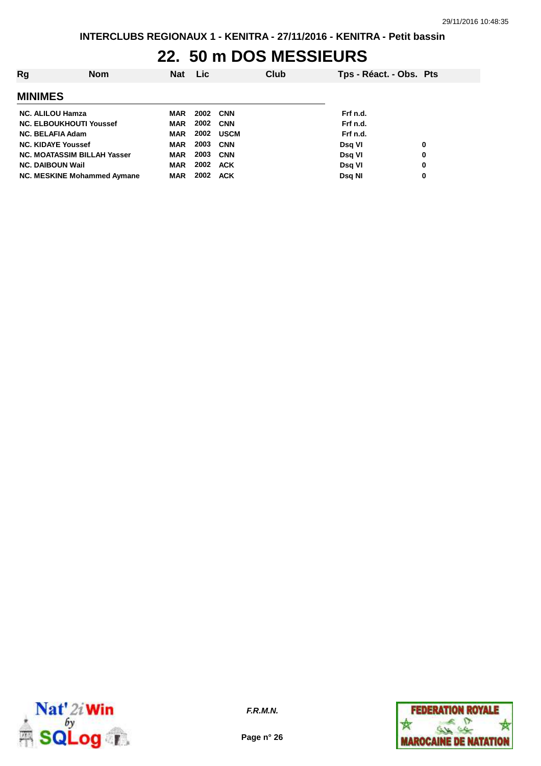# 22. 50 m DOS MESSIEURS

| Rg | Nom | Nat | Lic | Club | Tps - Réact. - Obs. | Pts |
|---|---|---|---|---|---|---|
| **MINIMES** | | | | | | |
| NC. | ALILOU Hamza | MAR | 2002 | CNN | Frf n.d. | |
| NC. | ELBOUKHOUTI Youssef | MAR | 2002 | CNN | Frf n.d. | |
| NC. | BELAFIA Adam | MAR | 2002 | USCM | Frf n.d. | |
| NC. | KIDAYE Youssef | MAR | 2003 | CNN | Dsq VI | 0 |
| NC. | MOATASSIM BILLAH Yasser | MAR | 2003 | CNN | Dsq VI | 0 |
| NC. | DAIBOUN Wail | MAR | 2002 | ACK | Dsq VI | 0 |
| NC. | MESKINE Mohammed Aymane | MAR | 2002 | ACK | Dsq NI | 0 |

*F.R.M.N.*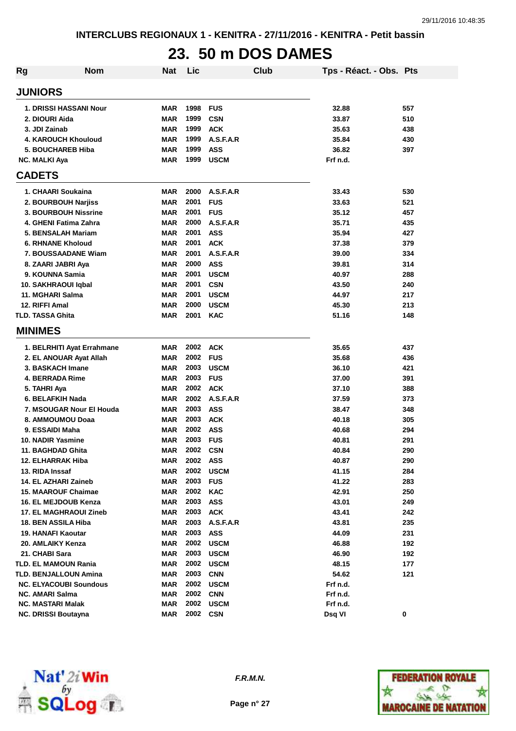INTERCLUBS REGIONAUX 1 - KENITRA - 27/11/2016 - KENITRA - Petit bassin

# 23. 50 m DOS DAMES

| Rg | Nom | Nat | Lic | Club | Tps - Réact. - Obs. | Pts |
|---|---|---|---|---|---|---|
| **JUNIORS** | | | | | | |
| 1. | DRISSI HASSANI Nour | MAR | 1998 | FUS | 32.88 | 557 |
| 2. | DIOURI Aida | MAR | 1999 | CSN | 33.87 | 510 |
| 3. | JDI Zainab | MAR | 1999 | ACK | 35.63 | 438 |
| 4. | KAROUCH Khouloud | MAR | 1999 | A.S.F.A.R | 35.84 | 430 |
| 5. | BOUCHAREB Hiba | MAR | 1999 | ASS | 36.82 | 397 |
| NC. | MALKI Aya | MAR | 1999 | USCM | Frf n.d. | |
| **CADETS** | | | | | | |
| 1. | CHAARI Soukaina | MAR | 2000 | A.S.F.A.R | 33.43 | 530 |
| 2. | BOURBOUH Narjiss | MAR | 2001 | FUS | 33.63 | 521 |
| 3. | BOURBOUH Nissrine | MAR | 2001 | FUS | 35.12 | 457 |
| 4. | GHENI Fatima Zahra | MAR | 2000 | A.S.F.A.R | 35.71 | 435 |
| 5. | BENSALAH Mariam | MAR | 2001 | ASS | 35.94 | 427 |
| 6. | RHNANE Kholoud | MAR | 2001 | ACK | 37.38 | 379 |
| 7. | BOUSSAADANE Wiam | MAR | 2001 | A.S.F.A.R | 39.00 | 334 |
| 8. | ZAARI JABRI Aya | MAR | 2000 | ASS | 39.81 | 314 |
| 9. | KOUNNA Samia | MAR | 2001 | USCM | 40.97 | 288 |
| 10. | SAKHRAOUI Iqbal | MAR | 2001 | CSN | 43.50 | 240 |
| 11. | MGHARI Salma | MAR | 2001 | USCM | 44.97 | 217 |
| 12. | RIFFI Amal | MAR | 2000 | USCM | 45.30 | 213 |
| TLD. | TASSA Ghita | MAR | 2001 | KAC | 51.16 | 148 |
| **MINIMES** | | | | | | |
| 1. | BELRHITI Ayat Errahmane | MAR | 2002 | ACK | 35.65 | 437 |
| 2. | EL ANOUAR Ayat Allah | MAR | 2002 | FUS | 35.68 | 436 |
| 3. | BASKACH Imane | MAR | 2003 | USCM | 36.10 | 421 |
| 4. | BERRADA Rime | MAR | 2003 | FUS | 37.00 | 391 |
| 5. | TAHRI Aya | MAR | 2002 | ACK | 37.10 | 388 |
| 6. | BELAFKIH Nada | MAR | 2002 | A.S.F.A.R | 37.59 | 373 |
| 7. | MSOUGAR Nour El Houda | MAR | 2003 | ASS | 38.47 | 348 |
| 8. | AMMOUMOU Doaa | MAR | 2003 | ACK | 40.18 | 305 |
| 9. | ESSAIDI Maha | MAR | 2002 | ASS | 40.68 | 294 |
| 10. | NADIR Yasmine | MAR | 2003 | FUS | 40.81 | 291 |
| 11. | BAGHDAD Ghita | MAR | 2002 | CSN | 40.84 | 290 |
| 12. | ELHARRAK Hiba | MAR | 2002 | ASS | 40.87 | 290 |
| 13. | RIDA Inssaf | MAR | 2002 | USCM | 41.15 | 284 |
| 14. | EL AZHARI Zaineb | MAR | 2003 | FUS | 41.22 | 283 |
| 15. | MAAROUF Chaimae | MAR | 2002 | KAC | 42.91 | 250 |
| 16. | EL MEJDOUB Kenza | MAR | 2003 | ASS | 43.01 | 249 |
| 17. | EL MAGHRAOUI Zineb | MAR | 2003 | ACK | 43.41 | 242 |
| 18. | BEN ASSILA Hiba | MAR | 2003 | A.S.F.A.R | 43.81 | 235 |
| 19. | HANAFI Kaoutar | MAR | 2003 | ASS | 44.09 | 231 |
| 20. | AMLAIKY Kenza | MAR | 2002 | USCM | 46.88 | 192 |
| 21. | CHABI Sara | MAR | 2003 | USCM | 46.90 | 192 |
| TLD. | EL MAMOUN Rania | MAR | 2002 | USCM | 48.15 | 177 |
| TLD. | BENJALLOUN Amina | MAR | 2003 | CNN | 54.62 | 121 |
| NC. | ELYACOUBI Soundous | MAR | 2002 | USCM | Frf n.d. | |
| NC. | AMARI Salma | MAR | 2002 | CNN | Frf n.d. | |
| NC. | MASTARI Malak | MAR | 2002 | USCM | Frf n.d. | |
| NC. | DRISSI Boutayna | MAR | 2002 | CSN | Dsq VI | 0 |

*F.R.M.N.*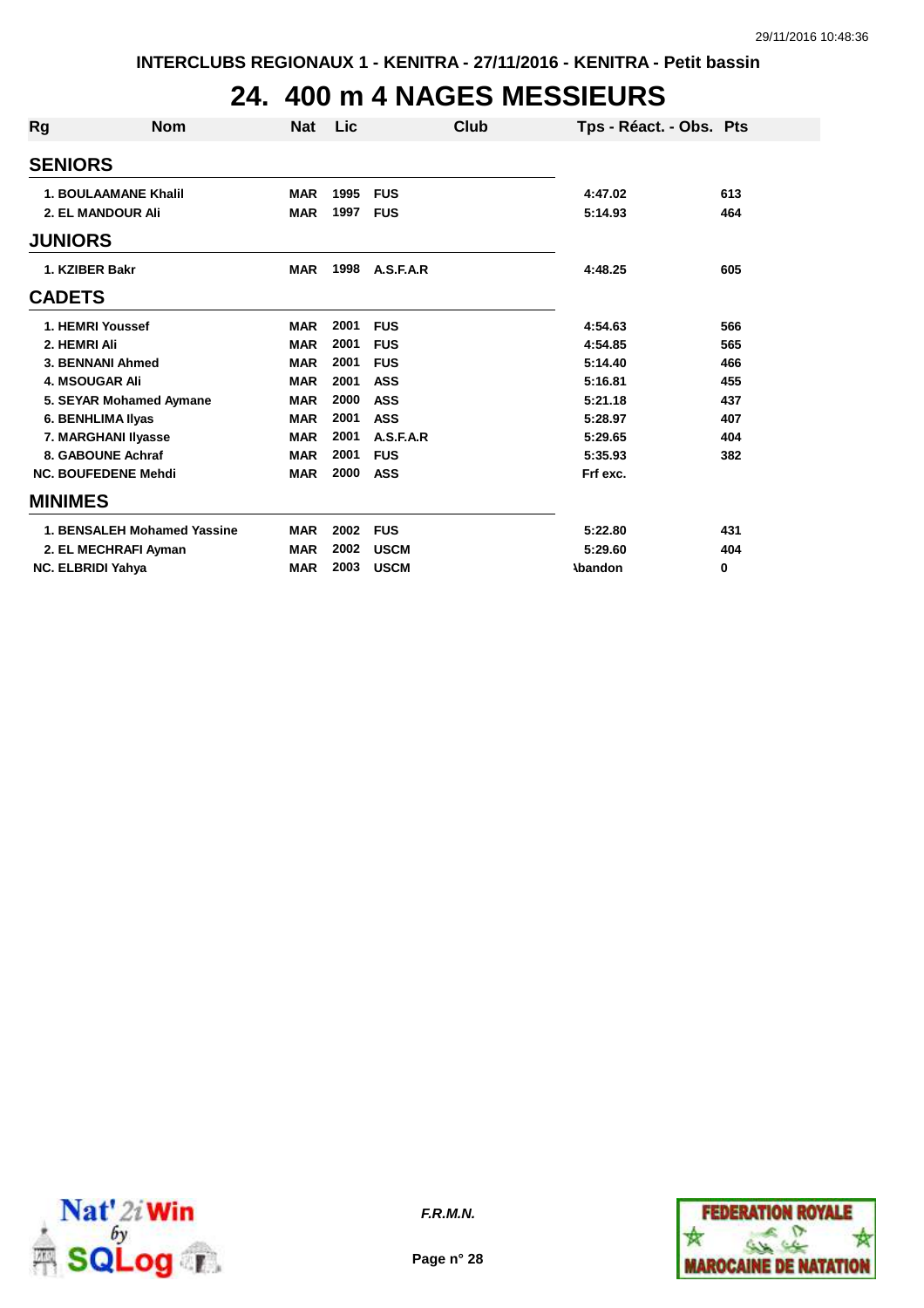INTERCLUBS REGIONAUX 1 - KENITRA - 27/11/2016 - KENITRA - Petit bassin

# 24. 400 m 4 NAGES MESSIEURS

| Rg | Nom | Nat | Lic | Club | Tps - Réact. - Obs. | Pts |
|---|---|---|---|---|---|---|
| **SENIORS** | | | | | | |
| 1. | BOULAAMANE Khalil | MAR | 1995 | FUS | 4:47.02 | 613 |
| 2. | EL MANDOUR Ali | MAR | 1997 | FUS | 5:14.93 | 464 |
| **JUNIORS** | | | | | | |
| 1. | KZIBER Bakr | MAR | 1998 | A.S.F.A.R | 4:48.25 | 605 |
| **CADETS** | | | | | | |
| 1. | HEMRI Youssef | MAR | 2001 | FUS | 4:54.63 | 566 |
| 2. | HEMRI Ali | MAR | 2001 | FUS | 4:54.85 | 565 |
| 3. | BENNANI Ahmed | MAR | 2001 | FUS | 5:14.40 | 466 |
| 4. | MSOUGAR Ali | MAR | 2001 | ASS | 5:16.81 | 455 |
| 5. | SEYAR Mohamed Aymane | MAR | 2000 | ASS | 5:21.18 | 437 |
| 6. | BENHLIMA Ilyas | MAR | 2001 | ASS | 5:28.97 | 407 |
| 7. | MARGHANI Ilyasse | MAR | 2001 | A.S.F.A.R | 5:29.65 | 404 |
| 8. | GABOUNE Achraf | MAR | 2001 | FUS | 5:35.93 | 382 |
| NC. | BOUFEDENE Mehdi | MAR | 2000 | ASS | Frf exc. | |
| **MINIMES** | | | | | | |
| 1. | BENSALEH Mohamed Yassine | MAR | 2002 | FUS | 5:22.80 | 431 |
| 2. | EL MECHRAFI Ayman | MAR | 2002 | USCM | 5:29.60 | 404 |
| NC. | ELBRIDI Yahya | MAR | 2003 | USCM | Abandon | 0 |

*F.R.M.N.*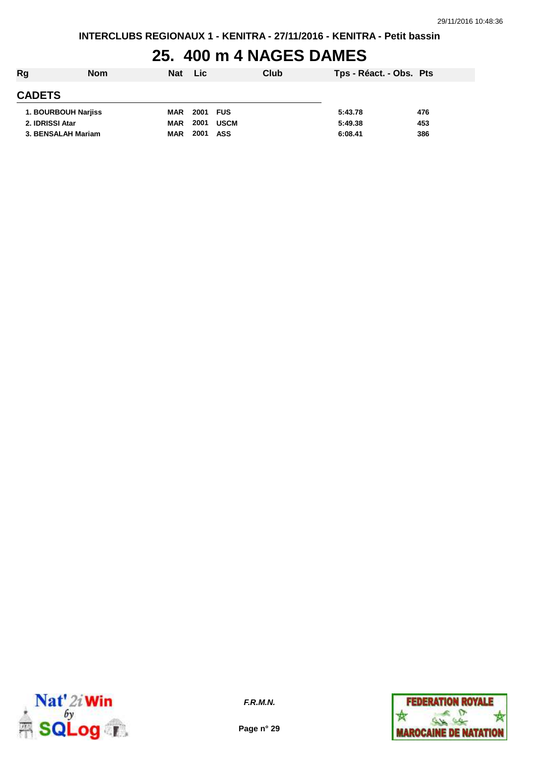# 25. 400 m 4 NAGES DAMES

| Rg | Nom | Nat | Lic | Club | Tps - Réact. - Obs. | Pts |
|---|---|---|---|---|---|---|
| **CADETS** | | | | | | |
| 1. | BOURBOUH Narjiss | MAR | 2001 | FUS | 5:43.78 | 476 |
| 2. | IDRISSI Atar | MAR | 2001 | USCM | 5:49.38 | 453 |
| 3. | BENSALAH Mariam | MAR | 2001 | ASS | 6:08.41 | 386 |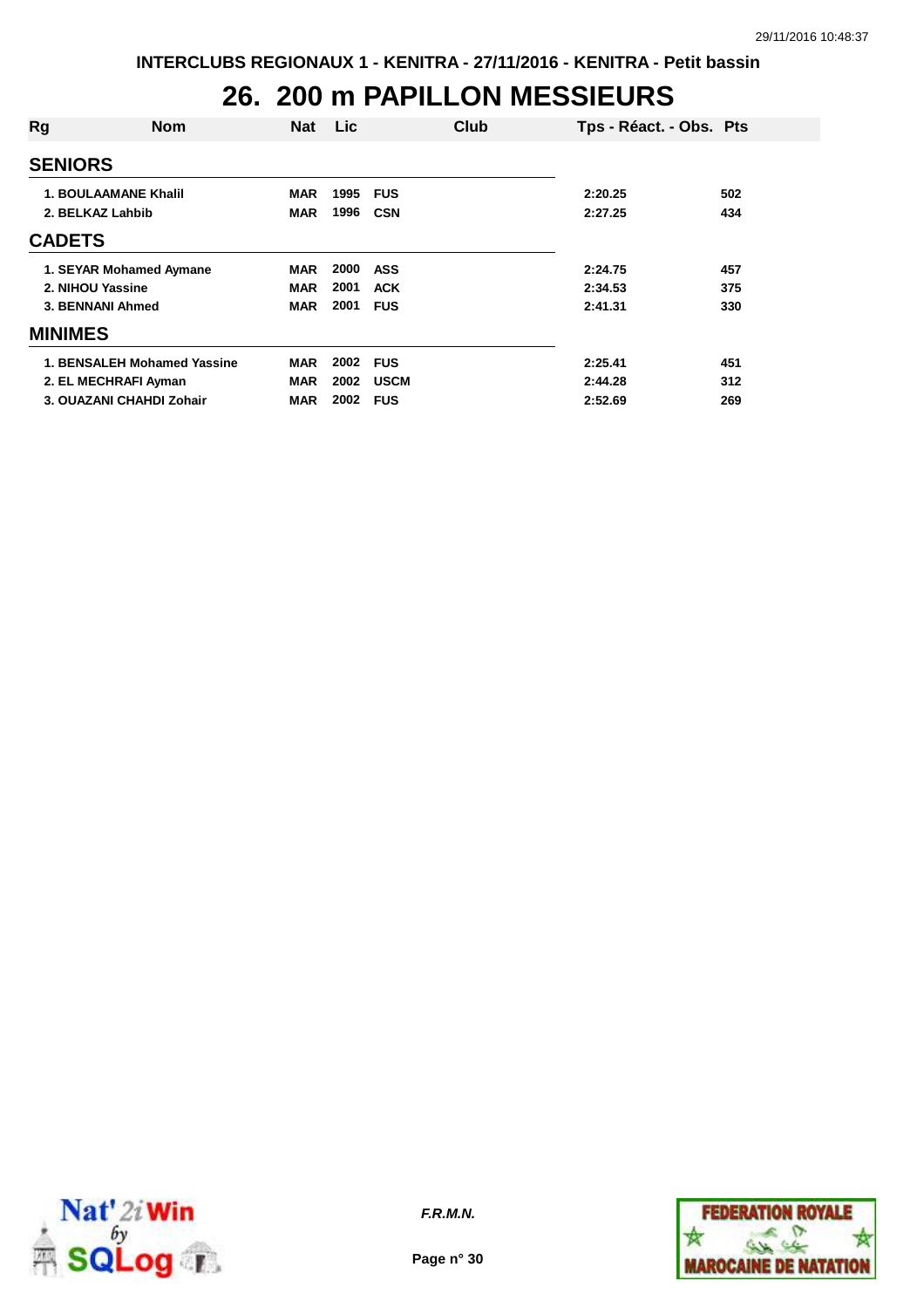INTERCLUBS REGIONAUX 1 - KENITRA - 27/11/2016 - KENITRA - Petit bassin

# 26. 200 m PAPILLON MESSIEURS

| Rg | Nom | Nat | Lic | Club | Tps - Réact. - Obs. | Pts |
|---|---|---|---|---|---|---|
| **SENIORS** | | | | | | |
| 1. | BOULAAMANE Khalil | MAR | 1995 | FUS | 2:20.25 | 502 |
| 2. | BELKAZ Lahbib | MAR | 1996 | CSN | 2:27.25 | 434 |
| **CADETS** | | | | | | |
| 1. | SEYAR Mohamed Aymane | MAR | 2000 | ASS | 2:24.75 | 457 |
| 2. | NIHOU Yassine | MAR | 2001 | ACK | 2:34.53 | 375 |
| 3. | BENNANI Ahmed | MAR | 2001 | FUS | 2:41.31 | 330 |
| **MINIMES** | | | | | | |
| 1. | BENSALEH Mohamed Yassine | MAR | 2002 | FUS | 2:25.41 | 451 |
| 2. | EL MECHRAFI Ayman | MAR | 2002 | USCM | 2:44.28 | 312 |
| 3. | OUAZANI CHAHDI Zohair | MAR | 2002 | FUS | 2:52.69 | 269 |

*F.R.M.N.*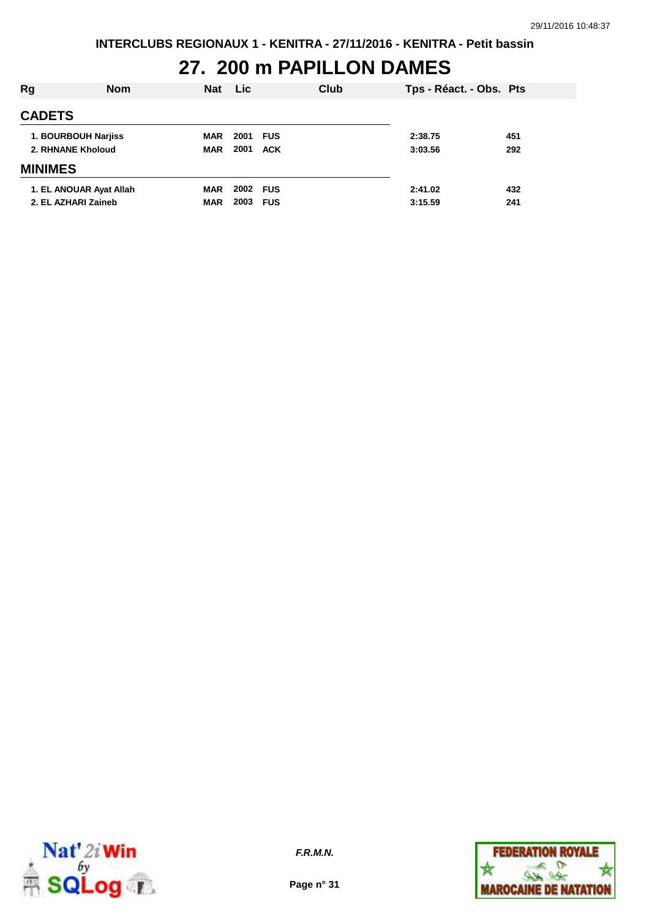# 27. 200 m PAPILLON DAMES

| Rg | Nom | Nat | Lic | Club | Tps - Réact. - Obs. | Pts |
|---|---|---|---|---|---|---|
| **CADETS** | | | | | | |
| 1. | BOURBOUH Narjiss | MAR | 2001 | FUS | 2:38.75 | 451 |
| 2. | RHNANE Kholoud | MAR | 2001 | ACK | 3:03.56 | 292 |
| **MINIMES** | | | | | | |
| 1. | EL ANOUAR Ayat Allah | MAR | 2002 | FUS | 2:41.02 | 432 |
| 2. | EL AZHARI Zaineb | MAR | 2003 | FUS | 3:15.59 | 241 |

*F.R.M.N.*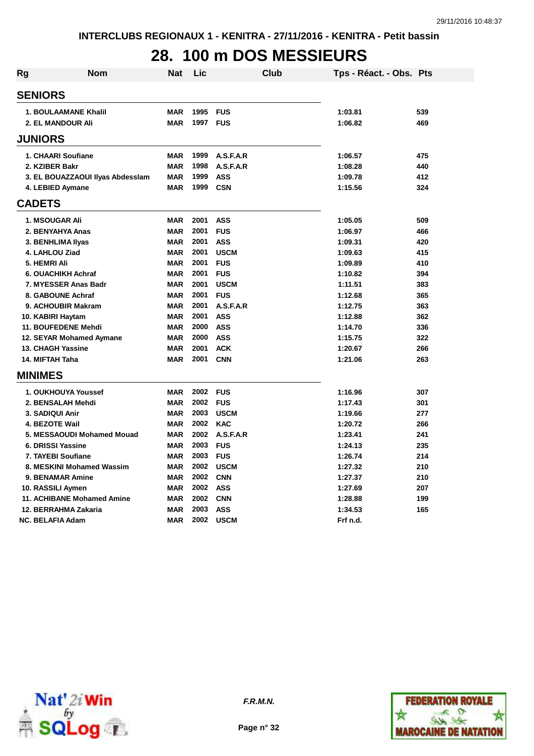INTERCLUBS REGIONAUX 1 - KENITRA - 27/11/2016 - KENITRA - Petit bassin

# 28. 100 m DOS MESSIEURS

| Rg | Nom | Nat | Lic | Club | Tps - Réact. - Obs. | Pts |
|---|---|---|---|---|---|---|
| **SENIORS** | | | | | | |
| 1. | BOULAAMANE Khalil | MAR | 1995 | FUS | 1:03.81 | 539 |
| 2. | EL MANDOUR Ali | MAR | 1997 | FUS | 1:06.82 | 469 |
| **JUNIORS** | | | | | | |
| 1. | CHAARI Soufiane | MAR | 1999 | A.S.F.A.R | 1:06.57 | 475 |
| 2. | KZIBER Bakr | MAR | 1998 | A.S.F.A.R | 1:08.28 | 440 |
| 3. | EL BOUAZZAOUI Ilyas Abdesslam | MAR | 1999 | ASS | 1:09.78 | 412 |
| 4. | LEBIED Aymane | MAR | 1999 | CSN | 1:15.56 | 324 |
| **CADETS** | | | | | | |
| 1. | MSOUGAR Ali | MAR | 2001 | ASS | 1:05.05 | 509 |
| 2. | BENYAHYA Anas | MAR | 2001 | FUS | 1:06.97 | 466 |
| 3. | BENHLIMA Ilyas | MAR | 2001 | ASS | 1:09.31 | 420 |
| 4. | LAHLOU Ziad | MAR | 2001 | USCM | 1:09.63 | 415 |
| 5. | HEMRI Ali | MAR | 2001 | FUS | 1:09.89 | 410 |
| 6. | OUACHIKH Achraf | MAR | 2001 | FUS | 1:10.82 | 394 |
| 7. | MYESSER Anas Badr | MAR | 2001 | USCM | 1:11.51 | 383 |
| 8. | GABOUNE Achraf | MAR | 2001 | FUS | 1:12.68 | 365 |
| 9. | ACHOUBIR Makram | MAR | 2001 | A.S.F.A.R | 1:12.75 | 363 |
| 10. | KABIRI Haytam | MAR | 2001 | ASS | 1:12.88 | 362 |
| 11. | BOUFEDENE Mehdi | MAR | 2000 | ASS | 1:14.70 | 336 |
| 12. | SEYAR Mohamed Aymane | MAR | 2000 | ASS | 1:15.75 | 322 |
| 13. | CHAGH Yassine | MAR | 2001 | ACK | 1:20.67 | 266 |
| 14. | MIFTAH Taha | MAR | 2001 | CNN | 1:21.06 | 263 |
| **MINIMES** | | | | | | |
| 1. | OUKHOUYA Youssef | MAR | 2002 | FUS | 1:16.96 | 307 |
| 2. | BENSALAH Mehdi | MAR | 2002 | FUS | 1:17.43 | 301 |
| 3. | SADIQUI Anir | MAR | 2003 | USCM | 1:19.66 | 277 |
| 4. | BEZOTE Wail | MAR | 2002 | KAC | 1:20.72 | 266 |
| 5. | MESSAOUDI Mohamed Mouad | MAR | 2002 | A.S.F.A.R | 1:23.41 | 241 |
| 6. | DRISSI Yassine | MAR | 2003 | FUS | 1:24.13 | 235 |
| 7. | TAYEBI Soufiane | MAR | 2003 | FUS | 1:26.74 | 214 |
| 8. | MESKINI Mohamed Wassim | MAR | 2002 | USCM | 1:27.32 | 210 |
| 9. | BENAMAR Amine | MAR | 2002 | CNN | 1:27.37 | 210 |
| 10. | RASSILI Aymen | MAR | 2002 | ASS | 1:27.69 | 207 |
| 11. | ACHIBANE Mohamed Amine | MAR | 2002 | CNN | 1:28.88 | 199 |
| 12. | BERRAHMA Zakaria | MAR | 2003 | ASS | 1:34.53 | 165 |
| NC. | BELAFIA Adam | MAR | 2002 | USCM | Frf n.d. | |

*F.R.M.N.*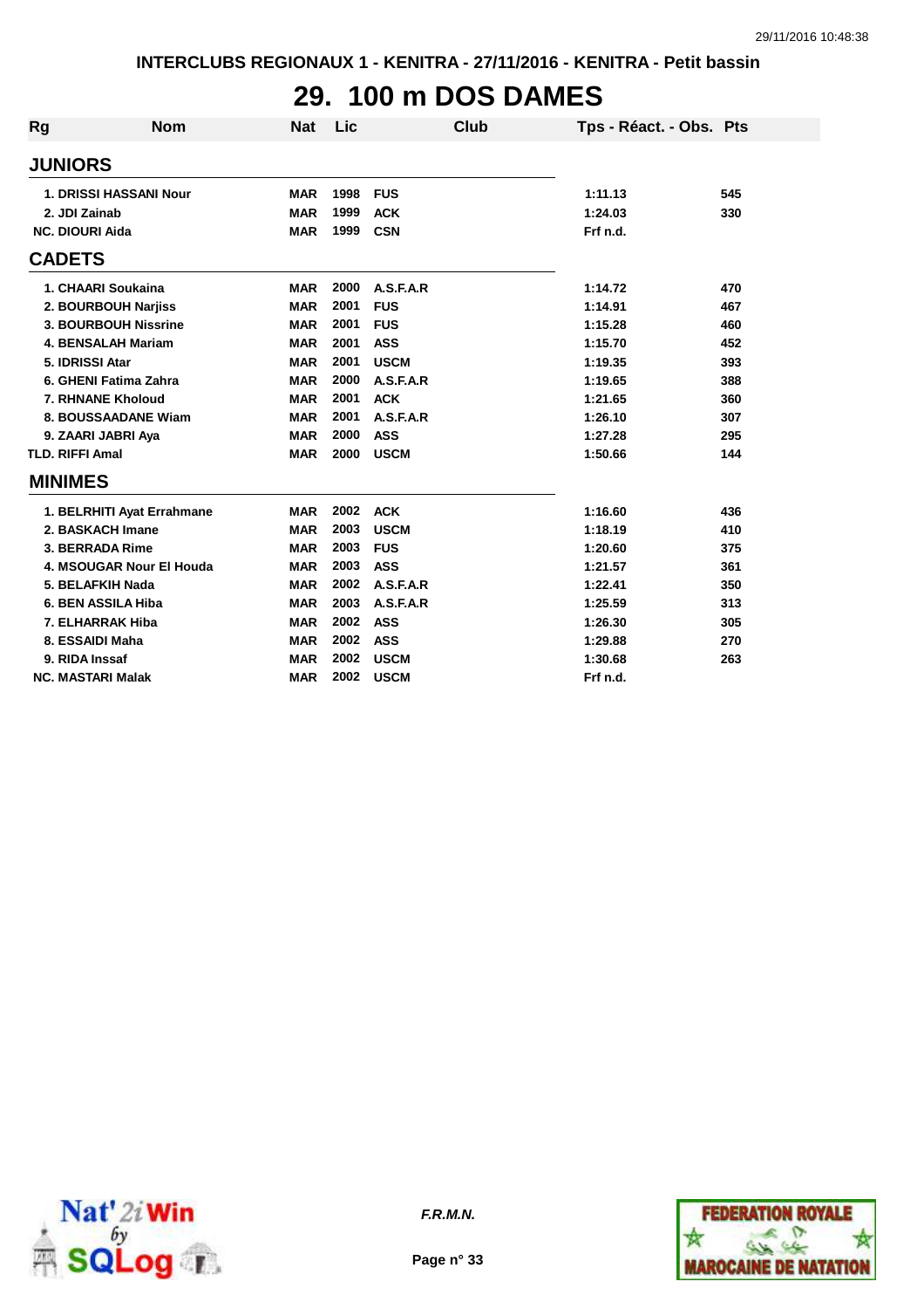# 29. 100 m DOS DAMES

| Rg | Nom | Nat | Lic | Club | Tps - Réact. - Obs. | Pts |
|---|---|---|---|---|---|---|
| **JUNIORS** | | | | | | |
| 1. | DRISSI HASSANI Nour | MAR | 1998 | FUS | 1:11.13 | 545 |
| 2. | JDI Zainab | MAR | 1999 | ACK | 1:24.03 | 330 |
| NC. | DIOURI Aida | MAR | 1999 | CSN | Frf n.d. | |
| **CADETS** | | | | | | |
| 1. | CHAARI Soukaina | MAR | 2000 | A.S.F.A.R | 1:14.72 | 470 |
| 2. | BOURBOUH Narjiss | MAR | 2001 | FUS | 1:14.91 | 467 |
| 3. | BOURBOUH Nissrine | MAR | 2001 | FUS | 1:15.28 | 460 |
| 4. | BENSALAH Mariam | MAR | 2001 | ASS | 1:15.70 | 452 |
| 5. | IDRISSI Atar | MAR | 2001 | USCM | 1:19.35 | 393 |
| 6. | GHENI Fatima Zahra | MAR | 2000 | A.S.F.A.R | 1:19.65 | 388 |
| 7. | RHNANE Kholoud | MAR | 2001 | ACK | 1:21.65 | 360 |
| 8. | BOUSSAADANE Wiam | MAR | 2001 | A.S.F.A.R | 1:26.10 | 307 |
| 9. | ZAARI JABRI Aya | MAR | 2000 | ASS | 1:27.28 | 295 |
| TLD. | RIFFI Amal | MAR | 2000 | USCM | 1:50.66 | 144 |
| **MINIMES** | | | | | | |
| 1. | BELRHITI Ayat Errahmane | MAR | 2002 | ACK | 1:16.60 | 436 |
| 2. | BASKACH Imane | MAR | 2003 | USCM | 1:18.19 | 410 |
| 3. | BERRADA Rime | MAR | 2003 | FUS | 1:20.60 | 375 |
| 4. | MSOUGAR Nour El Houda | MAR | 2003 | ASS | 1:21.57 | 361 |
| 5. | BELAFKIH Nada | MAR | 2002 | A.S.F.A.R | 1:22.41 | 350 |
| 6. | BEN ASSILA Hiba | MAR | 2003 | A.S.F.A.R | 1:25.59 | 313 |
| 7. | ELHARRAK Hiba | MAR | 2002 | ASS | 1:26.30 | 305 |
| 8. | ESSAIDI Maha | MAR | 2002 | ASS | 1:29.88 | 270 |
| 9. | RIDA Inssaf | MAR | 2002 | USCM | 1:30.68 | 263 |
| NC. | MASTARI Malak | MAR | 2002 | USCM | Frf n.d. | |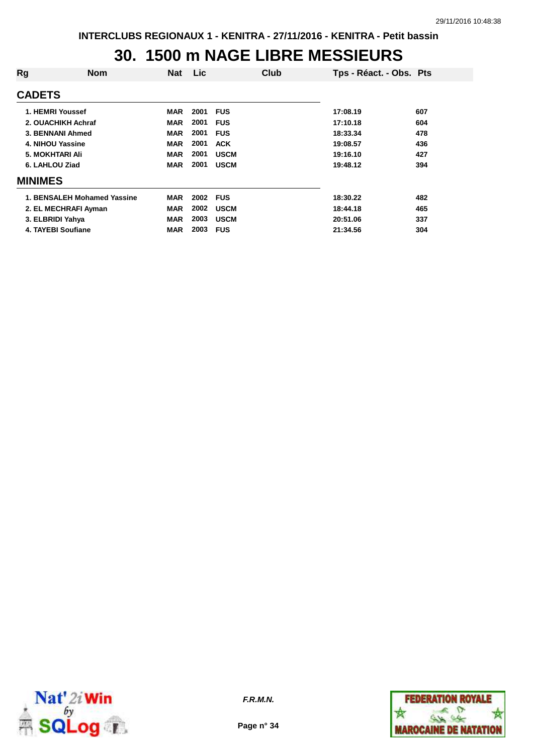# 30. 1500 m NAGE LIBRE MESSIEURS

| Rg | Nom | Nat | Lic | Club | Tps - Réact. - Obs. | Pts |
|---|---|---|---|---|---|---|
| **CADETS** | | | | | | |
| 1. | HEMRI Youssef | MAR | 2001 | FUS | 17:08.19 | 607 |
| 2. | OUACHIKH Achraf | MAR | 2001 | FUS | 17:10.18 | 604 |
| 3. | BENNANI Ahmed | MAR | 2001 | FUS | 18:33.34 | 478 |
| 4. | NIHOU Yassine | MAR | 2001 | ACK | 19:08.57 | 436 |
| 5. | MOKHTARI Ali | MAR | 2001 | USCM | 19:16.10 | 427 |
| 6. | LAHLOU Ziad | MAR | 2001 | USCM | 19:48.12 | 394 |
| **MINIMES** | | | | | | |
| 1. | BENSALEH Mohamed Yassine | MAR | 2002 | FUS | 18:30.22 | 482 |
| 2. | EL MECHRAFI Ayman | MAR | 2002 | USCM | 18:44.18 | 465 |
| 3. | ELBRIDI Yahya | MAR | 2003 | USCM | 20:51.06 | 337 |
| 4. | TAYEBI Soufiane | MAR | 2003 | FUS | 21:34.56 | 304 |

*F.R.M.N.*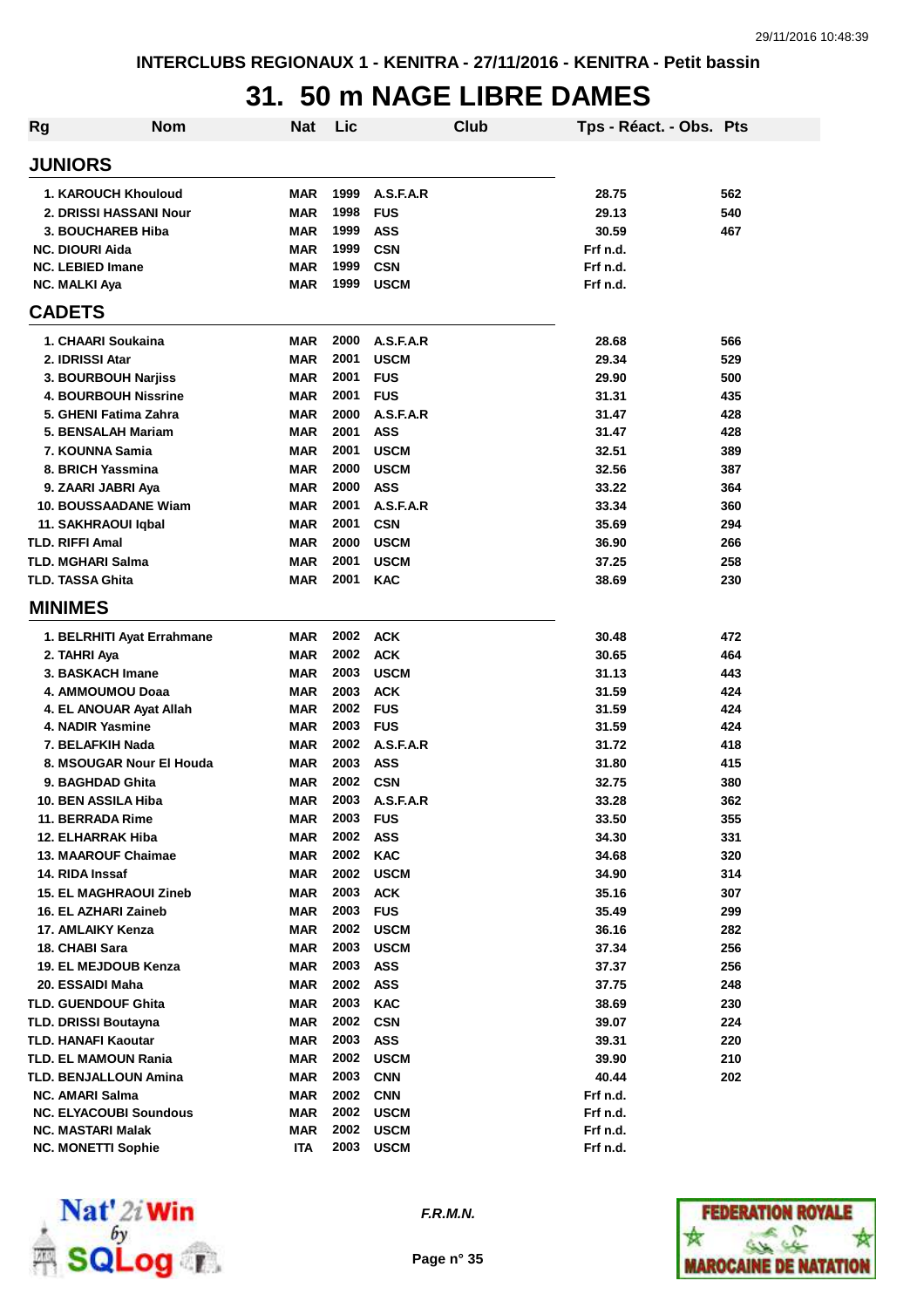INTERCLUBS REGIONAUX 1 - KENITRA - 27/11/2016 - KENITRA - Petit bassin

# 31. 50 m NAGE LIBRE DAMES

| Rg | Nom | Nat | Lic | Club | Tps - Réact. - Obs. | Pts |
|---|---|---|---|---|---|---|
| **JUNIORS** | | | | | | |
| 1. | KAROUCH Khouloud | MAR | 1999 | A.S.F.A.R | 28.75 | 562 |
| 2. | DRISSI HASSANI Nour | MAR | 1998 | FUS | 29.13 | 540 |
| 3. | BOUCHAREB Hiba | MAR | 1999 | ASS | 30.59 | 467 |
| NC. | DIOURI Aida | MAR | 1999 | CSN | Frf n.d. | |
| NC. | LEBIED Imane | MAR | 1999 | CSN | Frf n.d. | |
| NC. | MALKI Aya | MAR | 1999 | USCM | Frf n.d. | |
| **CADETS** | | | | | | |
| 1. | CHAARI Soukaina | MAR | 2000 | A.S.F.A.R | 28.68 | 566 |
| 2. | IDRISSI Atar | MAR | 2001 | USCM | 29.34 | 529 |
| 3. | BOURBOUH Narjiss | MAR | 2001 | FUS | 29.90 | 500 |
| 4. | BOURBOUH Nissrine | MAR | 2001 | FUS | 31.31 | 435 |
| 5. | GHENI Fatima Zahra | MAR | 2000 | A.S.F.A.R | 31.47 | 428 |
| 5. | BENSALAH Mariam | MAR | 2001 | ASS | 31.47 | 428 |
| 7. | KOUNNA Samia | MAR | 2001 | USCM | 32.51 | 389 |
| 8. | BRICH Yassmina | MAR | 2000 | USCM | 32.56 | 387 |
| 9. | ZAARI JABRI Aya | MAR | 2000 | ASS | 33.22 | 364 |
| 10. | BOUSSAADANE Wiam | MAR | 2001 | A.S.F.A.R | 33.34 | 360 |
| 11. | SAKHRAOUI Iqbal | MAR | 2001 | CSN | 35.69 | 294 |
| TLD. | RIFFI Amal | MAR | 2000 | USCM | 36.90 | 266 |
| TLD. | MGHARI Salma | MAR | 2001 | USCM | 37.25 | 258 |
| TLD. | TASSA Ghita | MAR | 2001 | KAC | 38.69 | 230 |
| **MINIMES** | | | | | | |
| 1. | BELRHITI Ayat Errahmane | MAR | 2002 | ACK | 30.48 | 472 |
| 2. | TAHRI Aya | MAR | 2002 | ACK | 30.65 | 464 |
| 3. | BASKACH Imane | MAR | 2003 | USCM | 31.13 | 443 |
| 4. | AMMOUMOU Doaa | MAR | 2003 | ACK | 31.59 | 424 |
| 4. | EL ANOUAR Ayat Allah | MAR | 2002 | FUS | 31.59 | 424 |
| 4. | NADIR Yasmine | MAR | 2003 | FUS | 31.59 | 424 |
| 7. | BELAFKIH Nada | MAR | 2002 | A.S.F.A.R | 31.72 | 418 |
| 8. | MSOUGAR Nour El Houda | MAR | 2003 | ASS | 31.80 | 415 |
| 9. | BAGHDAD Ghita | MAR | 2002 | CSN | 32.75 | 380 |
| 10. | BEN ASSILA Hiba | MAR | 2003 | A.S.F.A.R | 33.28 | 362 |
| 11. | BERRADA Rime | MAR | 2003 | FUS | 33.50 | 355 |
| 12. | ELHARRAK Hiba | MAR | 2002 | ASS | 34.30 | 331 |
| 13. | MAAROUF Chaimae | MAR | 2002 | KAC | 34.68 | 320 |
| 14. | RIDA Inssaf | MAR | 2002 | USCM | 34.90 | 314 |
| 15. | EL MAGHRAOUI Zineb | MAR | 2003 | ACK | 35.16 | 307 |
| 16. | EL AZHARI Zaineb | MAR | 2003 | FUS | 35.49 | 299 |
| 17. | AMLAIKY Kenza | MAR | 2002 | USCM | 36.16 | 282 |
| 18. | CHABI Sara | MAR | 2003 | USCM | 37.34 | 256 |
| 19. | EL MEJDOUB Kenza | MAR | 2003 | ASS | 37.37 | 256 |
| 20. | ESSAIDI Maha | MAR | 2002 | ASS | 37.75 | 248 |
| TLD. | GUENDOUF Ghita | MAR | 2003 | KAC | 38.69 | 230 |
| TLD. | DRISSI Boutayna | MAR | 2002 | CSN | 39.07 | 224 |
| TLD. | HANAFI Kaoutar | MAR | 2003 | ASS | 39.31 | 220 |
| TLD. | EL MAMOUN Rania | MAR | 2002 | USCM | 39.90 | 210 |
| TLD. | BENJALLOUN Amina | MAR | 2003 | CNN | 40.44 | 202 |
| NC. | AMARI Salma | MAR | 2002 | CNN | Frf n.d. | |
| NC. | ELYACOUBI Soundous | MAR | 2002 | USCM | Frf n.d. | |
| NC. | MASTARI Malak | MAR | 2002 | USCM | Frf n.d. | |
| NC. | MONETTI Sophie | ITA | 2003 | USCM | Frf n.d. | |

F.R.M.N.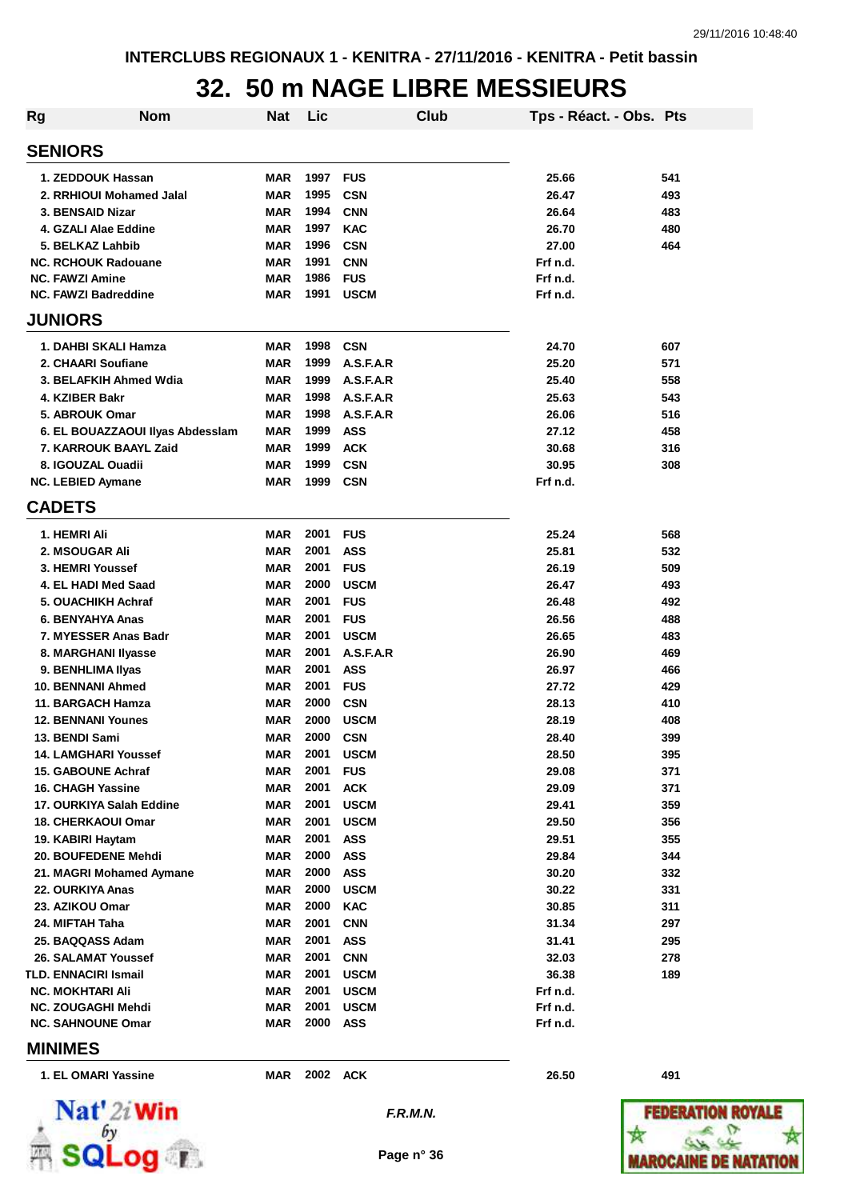INTERCLUBS REGIONAUX 1 - KENITRA - 27/11/2016 - KENITRA - Petit bassin

# 32. 50 m NAGE LIBRE MESSIEURS

| Rg | Nom | Nat | Lic | Club | Tps - Réact. - Obs. | Pts |
|---|---|---|---|---|---|---|
| **SENIORS** | | | | | | |
| 1. | ZEDDOUK Hassan | MAR | 1997 | FUS | 25.66 | 541 |
| 2. | RRHIOUI Mohamed Jalal | MAR | 1995 | CSN | 26.47 | 493 |
| 3. | BENSAID Nizar | MAR | 1994 | CNN | 26.64 | 483 |
| 4. | GZALI Alae Eddine | MAR | 1997 | KAC | 26.70 | 480 |
| 5. | BELKAZ Lahbib | MAR | 1996 | CSN | 27.00 | 464 |
| NC. | RCHOUK Radouane | MAR | 1991 | CNN | Frf n.d. | |
| NC. | FAWZI Amine | MAR | 1986 | FUS | Frf n.d. | |
| NC. | FAWZI Badreddine | MAR | 1991 | USCM | Frf n.d. | |
| **JUNIORS** | | | | | | |
| 1. | DAHBI SKALI Hamza | MAR | 1998 | CSN | 24.70 | 607 |
| 2. | CHAARI Soufiane | MAR | 1999 | A.S.F.A.R | 25.20 | 571 |
| 3. | BELAFKIH Ahmed Wdia | MAR | 1999 | A.S.F.A.R | 25.40 | 558 |
| 4. | KZIBER Bakr | MAR | 1998 | A.S.F.A.R | 25.63 | 543 |
| 5. | ABROUK Omar | MAR | 1998 | A.S.F.A.R | 26.06 | 516 |
| 6. | EL BOUAZZAOUI Ilyas Abdesslam | MAR | 1999 | ASS | 27.12 | 458 |
| 7. | KARROUK BAAYL Zaid | MAR | 1999 | ACK | 30.68 | 316 |
| 8. | IGOUZAL Ouadii | MAR | 1999 | CSN | 30.95 | 308 |
| NC. | LEBIED Aymane | MAR | 1999 | CSN | Frf n.d. | |
| **CADETS** | | | | | | |
| 1. | HEMRI Ali | MAR | 2001 | FUS | 25.24 | 568 |
| 2. | MSOUGAR Ali | MAR | 2001 | ASS | 25.81 | 532 |
| 3. | HEMRI Youssef | MAR | 2001 | FUS | 26.19 | 509 |
| 4. | EL HADI Med Saad | MAR | 2000 | USCM | 26.47 | 493 |
| 5. | OUACHIKH Achraf | MAR | 2001 | FUS | 26.48 | 492 |
| 6. | BENYAHYA Anas | MAR | 2001 | FUS | 26.56 | 488 |
| 7. | MYESSER Anas Badr | MAR | 2001 | USCM | 26.65 | 483 |
| 8. | MARGHANI Ilyasse | MAR | 2001 | A.S.F.A.R | 26.90 | 469 |
| 9. | BENHLIMA Ilyas | MAR | 2001 | ASS | 26.97 | 466 |
| 10. | BENNANI Ahmed | MAR | 2001 | FUS | 27.72 | 429 |
| 11. | BARGACH Hamza | MAR | 2000 | CSN | 28.13 | 410 |
| 12. | BENNANI Younes | MAR | 2000 | USCM | 28.19 | 408 |
| 13. | BENDI Sami | MAR | 2000 | CSN | 28.40 | 399 |
| 14. | LAMGHARI Youssef | MAR | 2001 | USCM | 28.50 | 395 |
| 15. | GABOUNE Achraf | MAR | 2001 | FUS | 29.08 | 371 |
| 16. | CHAGH Yassine | MAR | 2001 | ACK | 29.09 | 371 |
| 17. | OURKIYA Salah Eddine | MAR | 2001 | USCM | 29.41 | 359 |
| 18. | CHERKAOUI Omar | MAR | 2001 | USCM | 29.50 | 356 |
| 19. | KABIRI Haytam | MAR | 2001 | ASS | 29.51 | 355 |
| 20. | BOUFEDENE Mehdi | MAR | 2000 | ASS | 29.84 | 344 |
| 21. | MAGRI Mohamed Aymane | MAR | 2000 | ASS | 30.20 | 332 |
| 22. | OURKIYA Anas | MAR | 2000 | USCM | 30.22 | 331 |
| 23. | AZIKOU Omar | MAR | 2000 | KAC | 30.85 | 311 |
| 24. | MIFTAH Taha | MAR | 2001 | CNN | 31.34 | 297 |
| 25. | BAQQASS Adam | MAR | 2001 | ASS | 31.41 | 295 |
| 26. | SALAMAT Youssef | MAR | 2001 | CNN | 32.03 | 278 |
| TLD. | ENNACIRI Ismail | MAR | 2001 | USCM | 36.38 | 189 |
| NC. | MOKHTARI Ali | MAR | 2001 | USCM | Frf n.d. | |
| NC. | ZOUGAGHI Mehdi | MAR | 2001 | USCM | Frf n.d. | |
| NC. | SAHNOUNE Omar | MAR | 2000 | ASS | Frf n.d. | |
| **MINIMES** | | | | | | |
| 1. | EL OMARI Yassine | MAR | 2002 | ACK | 26.50 | 491 |

*F.R.M.N.*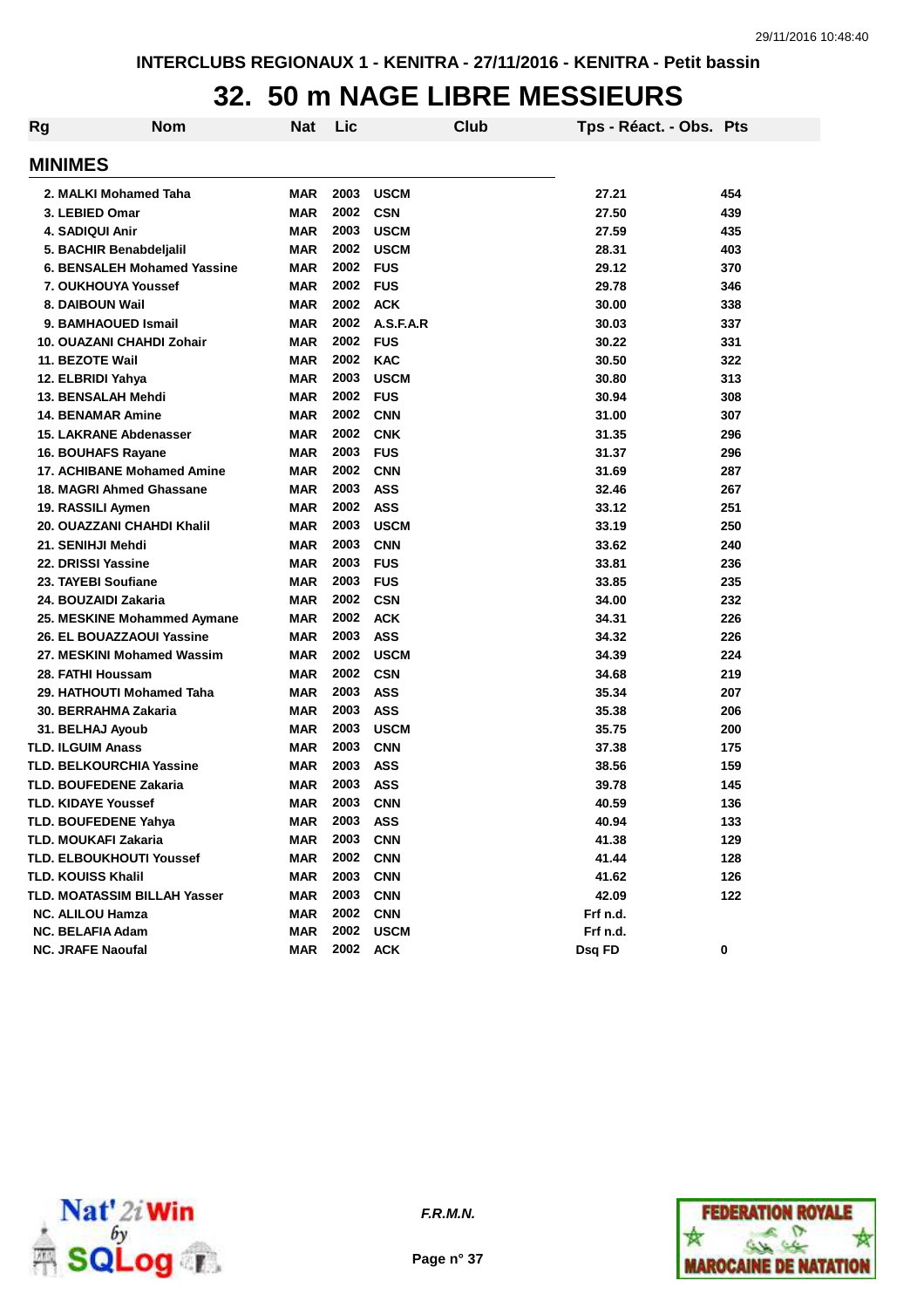INTERCLUBS REGIONAUX 1 - KENITRA - 27/11/2016 - KENITRA - Petit bassin

# 32. 50 m NAGE LIBRE MESSIEURS

| Rg | Nom | Nat | Lic | Club | Tps - Réact. - Obs. | Pts |
|---|---|---|---|---|---|---|
| **MINIMES** | | | | | | |
| 2. | MALKI Mohamed Taha | MAR | 2003 | USCM | 27.21 | 454 |
| 3. | LEBIED Omar | MAR | 2002 | CSN | 27.50 | 439 |
| 4. | SADIQUI Anir | MAR | 2003 | USCM | 27.59 | 435 |
| 5. | BACHIR Benabdeljalil | MAR | 2002 | USCM | 28.31 | 403 |
| 6. | BENSALEH Mohamed Yassine | MAR | 2002 | FUS | 29.12 | 370 |
| 7. | OUKHOUYA Youssef | MAR | 2002 | FUS | 29.78 | 346 |
| 8. | DAIBOUN Wail | MAR | 2002 | ACK | 30.00 | 338 |
| 9. | BAMHAOUED Ismail | MAR | 2002 | A.S.F.A.R | 30.03 | 337 |
| 10. | OUAZANI CHAHDI Zohair | MAR | 2002 | FUS | 30.22 | 331 |
| 11. | BEZOTE Wail | MAR | 2002 | KAC | 30.50 | 322 |
| 12. | ELBRIDI Yahya | MAR | 2003 | USCM | 30.80 | 313 |
| 13. | BENSALAH Mehdi | MAR | 2002 | FUS | 30.94 | 308 |
| 14. | BENAMAR Amine | MAR | 2002 | CNN | 31.00 | 307 |
| 15. | LAKRANE Abdenasser | MAR | 2002 | CNK | 31.35 | 296 |
| 16. | BOUHAFS Rayane | MAR | 2003 | FUS | 31.37 | 296 |
| 17. | ACHIBANE Mohamed Amine | MAR | 2002 | CNN | 31.69 | 287 |
| 18. | MAGRI Ahmed Ghassane | MAR | 2003 | ASS | 32.46 | 267 |
| 19. | RASSILI Aymen | MAR | 2002 | ASS | 33.12 | 251 |
| 20. | OUAZZANI CHAHDI Khalil | MAR | 2003 | USCM | 33.19 | 250 |
| 21. | SENIHJI Mehdi | MAR | 2003 | CNN | 33.62 | 240 |
| 22. | DRISSI Yassine | MAR | 2003 | FUS | 33.81 | 236 |
| 23. | TAYEBI Soufiane | MAR | 2003 | FUS | 33.85 | 235 |
| 24. | BOUZAIDI Zakaria | MAR | 2002 | CSN | 34.00 | 232 |
| 25. | MESKINE Mohammed Aymane | MAR | 2002 | ACK | 34.31 | 226 |
| 26. | EL BOUAZZAOUI Yassine | MAR | 2003 | ASS | 34.32 | 226 |
| 27. | MESKINI Mohamed Wassim | MAR | 2002 | USCM | 34.39 | 224 |
| 28. | FATHI Houssam | MAR | 2002 | CSN | 34.68 | 219 |
| 29. | HATHOUTI Mohamed Taha | MAR | 2003 | ASS | 35.34 | 207 |
| 30. | BERRAHMA Zakaria | MAR | 2003 | ASS | 35.38 | 206 |
| 31. | BELHAJ Ayoub | MAR | 2003 | USCM | 35.75 | 200 |
| TLD. | ILGUIM Anass | MAR | 2003 | CNN | 37.38 | 175 |
| TLD. | BELKOURCHIA Yassine | MAR | 2003 | ASS | 38.56 | 159 |
| TLD. | BOUFEDENE Zakaria | MAR | 2003 | ASS | 39.78 | 145 |
| TLD. | KIDAYE Youssef | MAR | 2003 | CNN | 40.59 | 136 |
| TLD. | BOUFEDENE Yahya | MAR | 2003 | ASS | 40.94 | 133 |
| TLD. | MOUKAFI Zakaria | MAR | 2003 | CNN | 41.38 | 129 |
| TLD. | ELBOUKHOUTI Youssef | MAR | 2002 | CNN | 41.44 | 128 |
| TLD. | KOUISS Khalil | MAR | 2003 | CNN | 41.62 | 126 |
| TLD. | MOATASSIM BILLAH Yasser | MAR | 2003 | CNN | 42.09 | 122 |
| NC. | ALILOU Hamza | MAR | 2002 | CNN | Frf n.d. | |
| NC. | BELAFIA Adam | MAR | 2002 | USCM | Frf n.d. | |
| NC. | JRAFE Naoufal | MAR | 2002 | ACK | Dsq FD | 0 |

*F.R.M.N.*